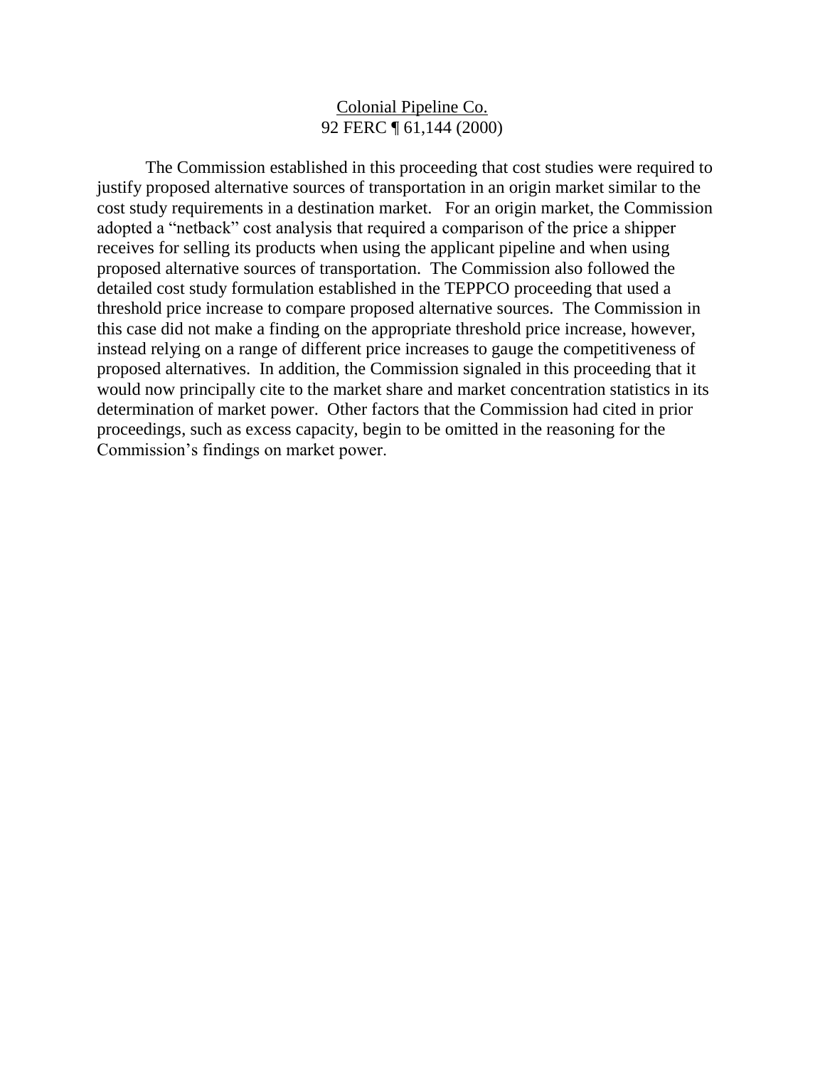<u>Colonial Pipeline Co.</u>
92 FERC ¶ 61,144 (2000)

The Commission established in this proceeding that cost studies were required to justify proposed alternative sources of transportation in an origin market similar to the cost study requirements in a destination market. For an origin market, the Commission adopted a "netback" cost analysis that required a comparison of the price a shipper receives for selling its products when using the applicant pipeline and when using proposed alternative sources of transportation. The Commission also followed the detailed cost study formulation established in the TEPPCO proceeding that used a threshold price increase to compare proposed alternative sources. The Commission in this case did not make a finding on the appropriate threshold price increase, however, instead relying on a range of different price increases to gauge the competitiveness of proposed alternatives. In addition, the Commission signaled in this proceeding that it would now principally cite to the market share and market concentration statistics in its determination of market power. Other factors that the Commission had cited in prior proceedings, such as excess capacity, begin to be omitted in the reasoning for the Commission's findings on market power.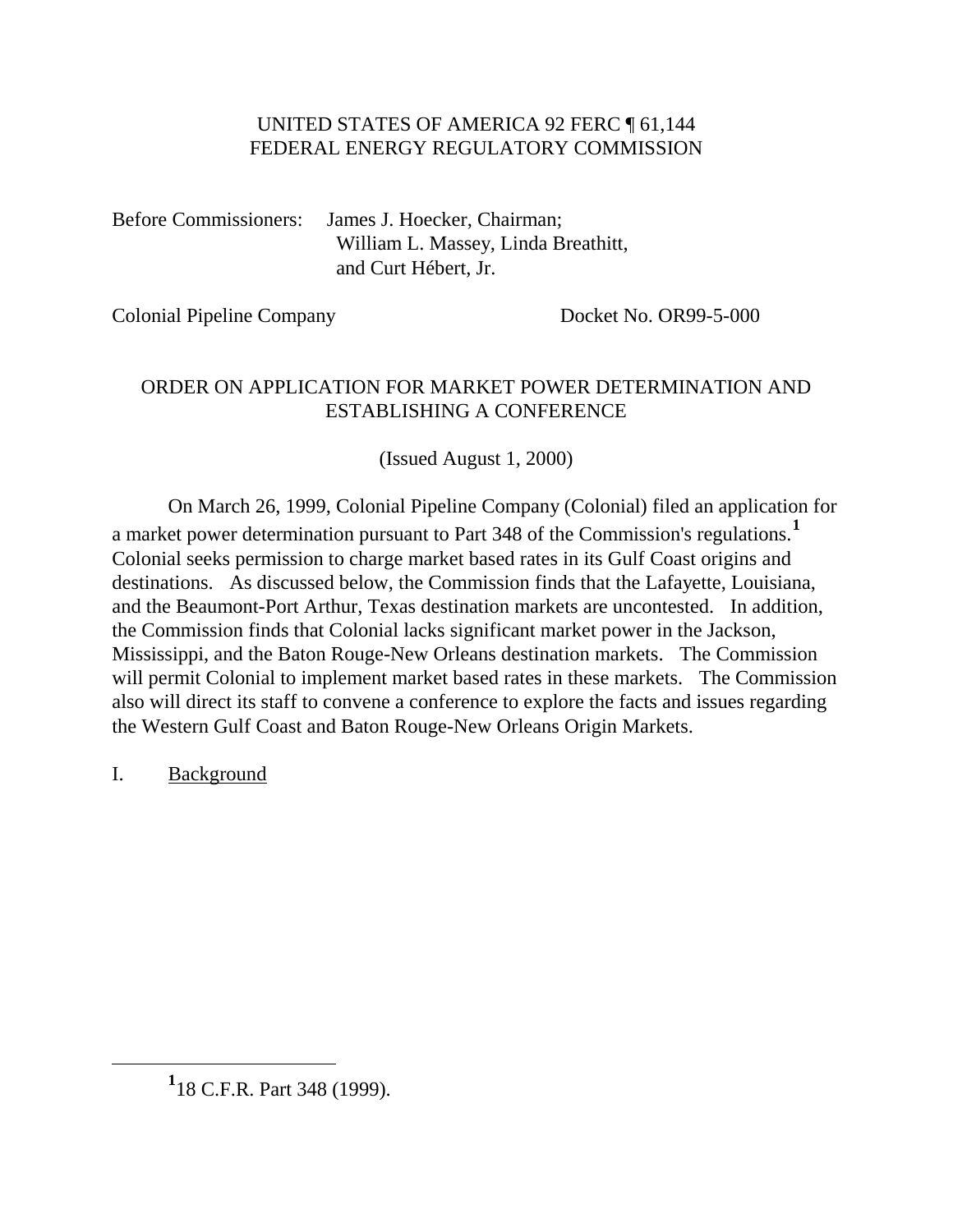UNITED STATES OF AMERICA 92 FERC ¶ 61,144
FEDERAL ENERGY REGULATORY COMMISSION

Before Commissioners: James J. Hoecker, Chairman;
William L. Massey, Linda Breathitt,
and Curt Hébert, Jr.

Colonial Pipeline Company Docket No. OR99-5-000

ORDER ON APPLICATION FOR MARKET POWER DETERMINATION AND ESTABLISHING A CONFERENCE

(Issued August 1, 2000)

On March 26, 1999, Colonial Pipeline Company (Colonial) filed an application for a market power determination pursuant to Part 348 of the Commission's regulations.[1] Colonial seeks permission to charge market based rates in its Gulf Coast origins and destinations. As discussed below, the Commission finds that the Lafayette, Louisiana, and the Beaumont-Port Arthur, Texas destination markets are uncontested. In addition, the Commission finds that Colonial lacks significant market power in the Jackson, Mississippi, and the Baton Rouge-New Orleans destination markets. The Commission will permit Colonial to implement market based rates in these markets. The Commission also will direct its staff to convene a conference to explore the facts and issues regarding the Western Gulf Coast and Baton Rouge-New Orleans Origin Markets.

I. Background

[1] 18 C.F.R. Part 348 (1999).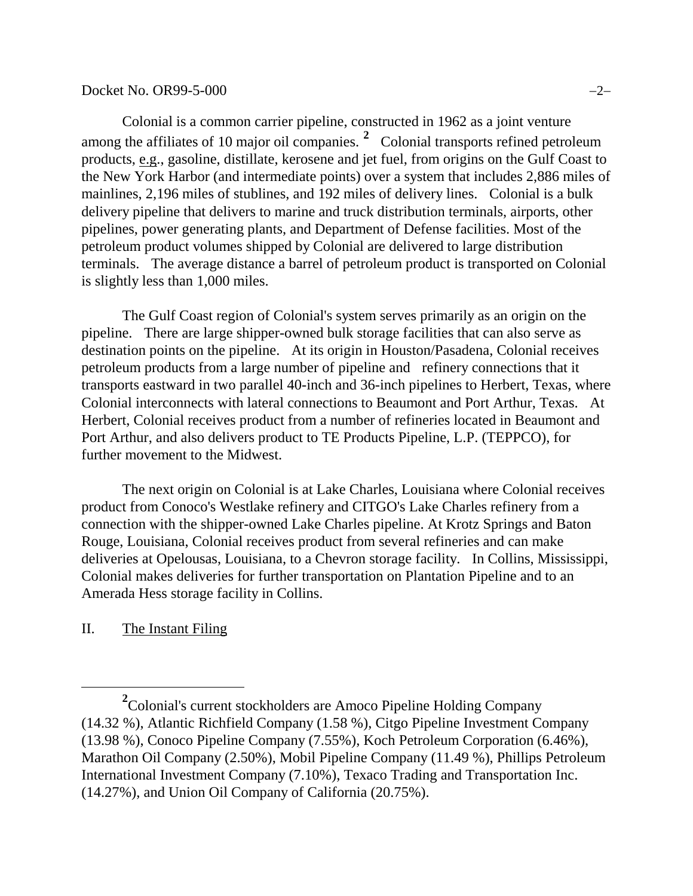Colonial is a common carrier pipeline, constructed in 1962 as a joint venture among the affiliates of 10 major oil companies. [2] Colonial transports refined petroleum products, e.g., gasoline, distillate, kerosene and jet fuel, from origins on the Gulf Coast to the New York Harbor (and intermediate points) over a system that includes 2,886 miles of mainlines, 2,196 miles of stublines, and 192 miles of delivery lines. Colonial is a bulk delivery pipeline that delivers to marine and truck distribution terminals, airports, other pipelines, power generating plants, and Department of Defense facilities. Most of the petroleum product volumes shipped by Colonial are delivered to large distribution terminals. The average distance a barrel of petroleum product is transported on Colonial is slightly less than 1,000 miles.

The Gulf Coast region of Colonial's system serves primarily as an origin on the pipeline. There are large shipper-owned bulk storage facilities that can also serve as destination points on the pipeline. At its origin in Houston/Pasadena, Colonial receives petroleum products from a large number of pipeline and refinery connections that it transports eastward in two parallel 40-inch and 36-inch pipelines to Herbert, Texas, where Colonial interconnects with lateral connections to Beaumont and Port Arthur, Texas. At Herbert, Colonial receives product from a number of refineries located in Beaumont and Port Arthur, and also delivers product to TE Products Pipeline, L.P. (TEPPCO), for further movement to the Midwest.

The next origin on Colonial is at Lake Charles, Louisiana where Colonial receives product from Conoco's Westlake refinery and CITGO's Lake Charles refinery from a connection with the shipper-owned Lake Charles pipeline. At Krotz Springs and Baton Rouge, Louisiana, Colonial receives product from several refineries and can make deliveries at Opelousas, Louisiana, to a Chevron storage facility. In Collins, Mississippi, Colonial makes deliveries for further transportation on Plantation Pipeline and to an Amerada Hess storage facility in Collins.

## II. The Instant Filing

---

[2] Colonial's current stockholders are Amoco Pipeline Holding Company (14.32 %), Atlantic Richfield Company (1.58 %), Citgo Pipeline Investment Company (13.98 %), Conoco Pipeline Company (7.55%), Koch Petroleum Corporation (6.46%), Marathon Oil Company (2.50%), Mobil Pipeline Company (11.49 %), Phillips Petroleum International Investment Company (7.10%), Texaco Trading and Transportation Inc. (14.27%), and Union Oil Company of California (20.75%).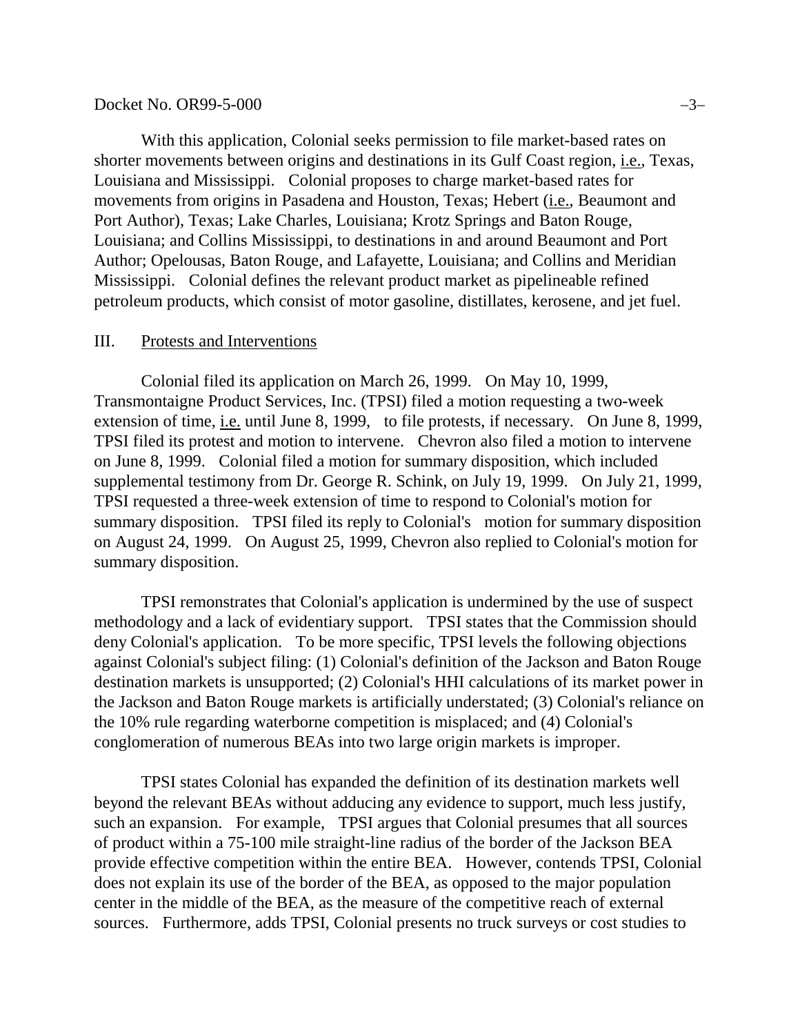With this application, Colonial seeks permission to file market-based rates on shorter movements between origins and destinations in its Gulf Coast region, i.e., Texas, Louisiana and Mississippi. Colonial proposes to charge market-based rates for movements from origins in Pasadena and Houston, Texas; Hebert (i.e., Beaumont and Port Author), Texas; Lake Charles, Louisiana; Krotz Springs and Baton Rouge, Louisiana; and Collins Mississippi, to destinations in and around Beaumont and Port Author; Opelousas, Baton Rouge, and Lafayette, Louisiana; and Collins and Meridian Mississippi. Colonial defines the relevant product market as pipelineable refined petroleum products, which consist of motor gasoline, distillates, kerosene, and jet fuel.

## III. Protests and Interventions

Colonial filed its application on March 26, 1999. On May 10, 1999, Transmontaigne Product Services, Inc. (TPSI) filed a motion requesting a two-week extension of time, i.e. until June 8, 1999, to file protests, if necessary. On June 8, 1999, TPSI filed its protest and motion to intervene. Chevron also filed a motion to intervene on June 8, 1999. Colonial filed a motion for summary disposition, which included supplemental testimony from Dr. George R. Schink, on July 19, 1999. On July 21, 1999, TPSI requested a three-week extension of time to respond to Colonial's motion for summary disposition. TPSI filed its reply to Colonial's motion for summary disposition on August 24, 1999. On August 25, 1999, Chevron also replied to Colonial's motion for summary disposition.

TPSI remonstrates that Colonial's application is undermined by the use of suspect methodology and a lack of evidentiary support. TPSI states that the Commission should deny Colonial's application. To be more specific, TPSI levels the following objections against Colonial's subject filing: (1) Colonial's definition of the Jackson and Baton Rouge destination markets is unsupported; (2) Colonial's HHI calculations of its market power in the Jackson and Baton Rouge markets is artificially understated; (3) Colonial's reliance on the 10% rule regarding waterborne competition is misplaced; and (4) Colonial's conglomeration of numerous BEAs into two large origin markets is improper.

TPSI states Colonial has expanded the definition of its destination markets well beyond the relevant BEAs without adducing any evidence to support, much less justify, such an expansion. For example, TPSI argues that Colonial presumes that all sources of product within a 75-100 mile straight-line radius of the border of the Jackson BEA provide effective competition within the entire BEA. However, contends TPSI, Colonial does not explain its use of the border of the BEA, as opposed to the major population center in the middle of the BEA, as the measure of the competitive reach of external sources. Furthermore, adds TPSI, Colonial presents no truck surveys or cost studies to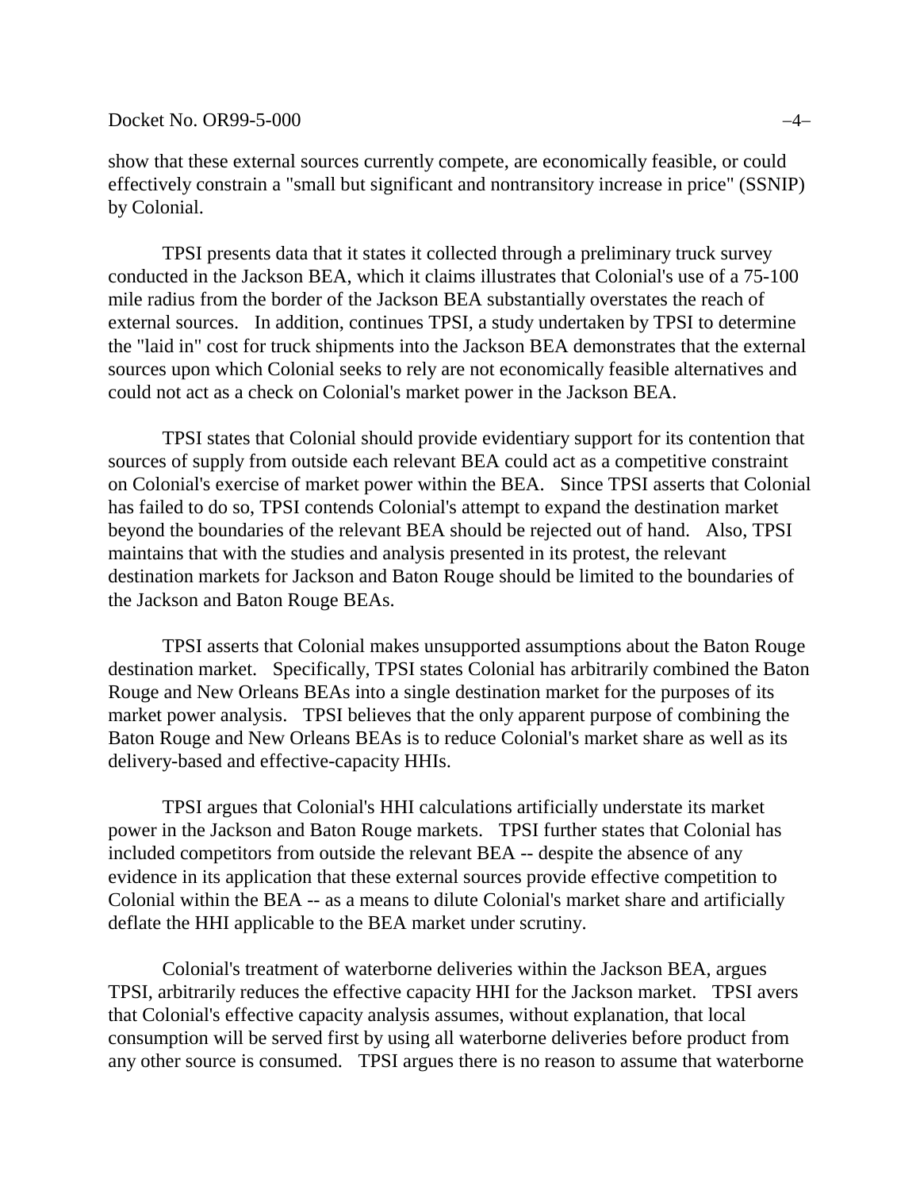show that these external sources currently compete, are economically feasible, or could effectively constrain a "small but significant and nontransitory increase in price" (SSNIP) by Colonial.

TPSI presents data that it states it collected through a preliminary truck survey conducted in the Jackson BEA, which it claims illustrates that Colonial's use of a 75-100 mile radius from the border of the Jackson BEA substantially overstates the reach of external sources. In addition, continues TPSI, a study undertaken by TPSI to determine the "laid in" cost for truck shipments into the Jackson BEA demonstrates that the external sources upon which Colonial seeks to rely are not economically feasible alternatives and could not act as a check on Colonial's market power in the Jackson BEA.

TPSI states that Colonial should provide evidentiary support for its contention that sources of supply from outside each relevant BEA could act as a competitive constraint on Colonial's exercise of market power within the BEA. Since TPSI asserts that Colonial has failed to do so, TPSI contends Colonial's attempt to expand the destination market beyond the boundaries of the relevant BEA should be rejected out of hand. Also, TPSI maintains that with the studies and analysis presented in its protest, the relevant destination markets for Jackson and Baton Rouge should be limited to the boundaries of the Jackson and Baton Rouge BEAs.

TPSI asserts that Colonial makes unsupported assumptions about the Baton Rouge destination market. Specifically, TPSI states Colonial has arbitrarily combined the Baton Rouge and New Orleans BEAs into a single destination market for the purposes of its market power analysis. TPSI believes that the only apparent purpose of combining the Baton Rouge and New Orleans BEAs is to reduce Colonial's market share as well as its delivery-based and effective-capacity HHIs.

TPSI argues that Colonial's HHI calculations artificially understate its market power in the Jackson and Baton Rouge markets. TPSI further states that Colonial has included competitors from outside the relevant BEA -- despite the absence of any evidence in its application that these external sources provide effective competition to Colonial within the BEA -- as a means to dilute Colonial's market share and artificially deflate the HHI applicable to the BEA market under scrutiny.

Colonial's treatment of waterborne deliveries within the Jackson BEA, argues TPSI, arbitrarily reduces the effective capacity HHI for the Jackson market. TPSI avers that Colonial's effective capacity analysis assumes, without explanation, that local consumption will be served first by using all waterborne deliveries before product from any other source is consumed. TPSI argues there is no reason to assume that waterborne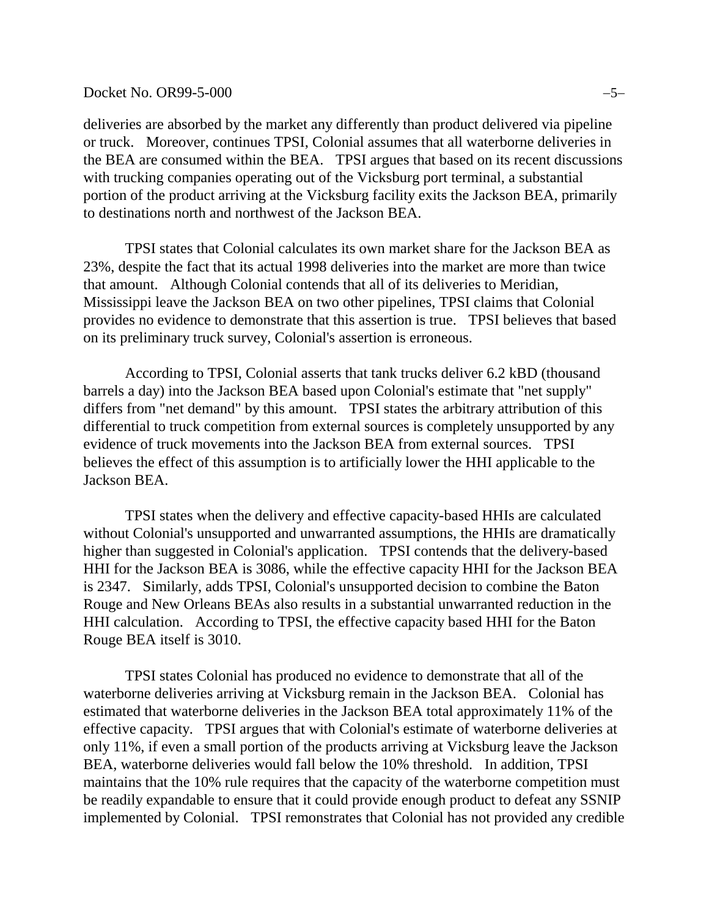deliveries are absorbed by the market any differently than product delivered via pipeline or truck. Moreover, continues TPSI, Colonial assumes that all waterborne deliveries in the BEA are consumed within the BEA. TPSI argues that based on its recent discussions with trucking companies operating out of the Vicksburg port terminal, a substantial portion of the product arriving at the Vicksburg facility exits the Jackson BEA, primarily to destinations north and northwest of the Jackson BEA.

TPSI states that Colonial calculates its own market share for the Jackson BEA as 23%, despite the fact that its actual 1998 deliveries into the market are more than twice that amount. Although Colonial contends that all of its deliveries to Meridian, Mississippi leave the Jackson BEA on two other pipelines, TPSI claims that Colonial provides no evidence to demonstrate that this assertion is true. TPSI believes that based on its preliminary truck survey, Colonial's assertion is erroneous.

According to TPSI, Colonial asserts that tank trucks deliver 6.2 kBD (thousand barrels a day) into the Jackson BEA based upon Colonial's estimate that "net supply" differs from "net demand" by this amount. TPSI states the arbitrary attribution of this differential to truck competition from external sources is completely unsupported by any evidence of truck movements into the Jackson BEA from external sources. TPSI believes the effect of this assumption is to artificially lower the HHI applicable to the Jackson BEA.

TPSI states when the delivery and effective capacity-based HHIs are calculated without Colonial's unsupported and unwarranted assumptions, the HHIs are dramatically higher than suggested in Colonial's application. TPSI contends that the delivery-based HHI for the Jackson BEA is 3086, while the effective capacity HHI for the Jackson BEA is 2347. Similarly, adds TPSI, Colonial's unsupported decision to combine the Baton Rouge and New Orleans BEAs also results in a substantial unwarranted reduction in the HHI calculation. According to TPSI, the effective capacity based HHI for the Baton Rouge BEA itself is 3010.

TPSI states Colonial has produced no evidence to demonstrate that all of the waterborne deliveries arriving at Vicksburg remain in the Jackson BEA. Colonial has estimated that waterborne deliveries in the Jackson BEA total approximately 11% of the effective capacity. TPSI argues that with Colonial's estimate of waterborne deliveries at only 11%, if even a small portion of the products arriving at Vicksburg leave the Jackson BEA, waterborne deliveries would fall below the 10% threshold. In addition, TPSI maintains that the 10% rule requires that the capacity of the waterborne competition must be readily expandable to ensure that it could provide enough product to defeat any SSNIP implemented by Colonial. TPSI remonstrates that Colonial has not provided any credible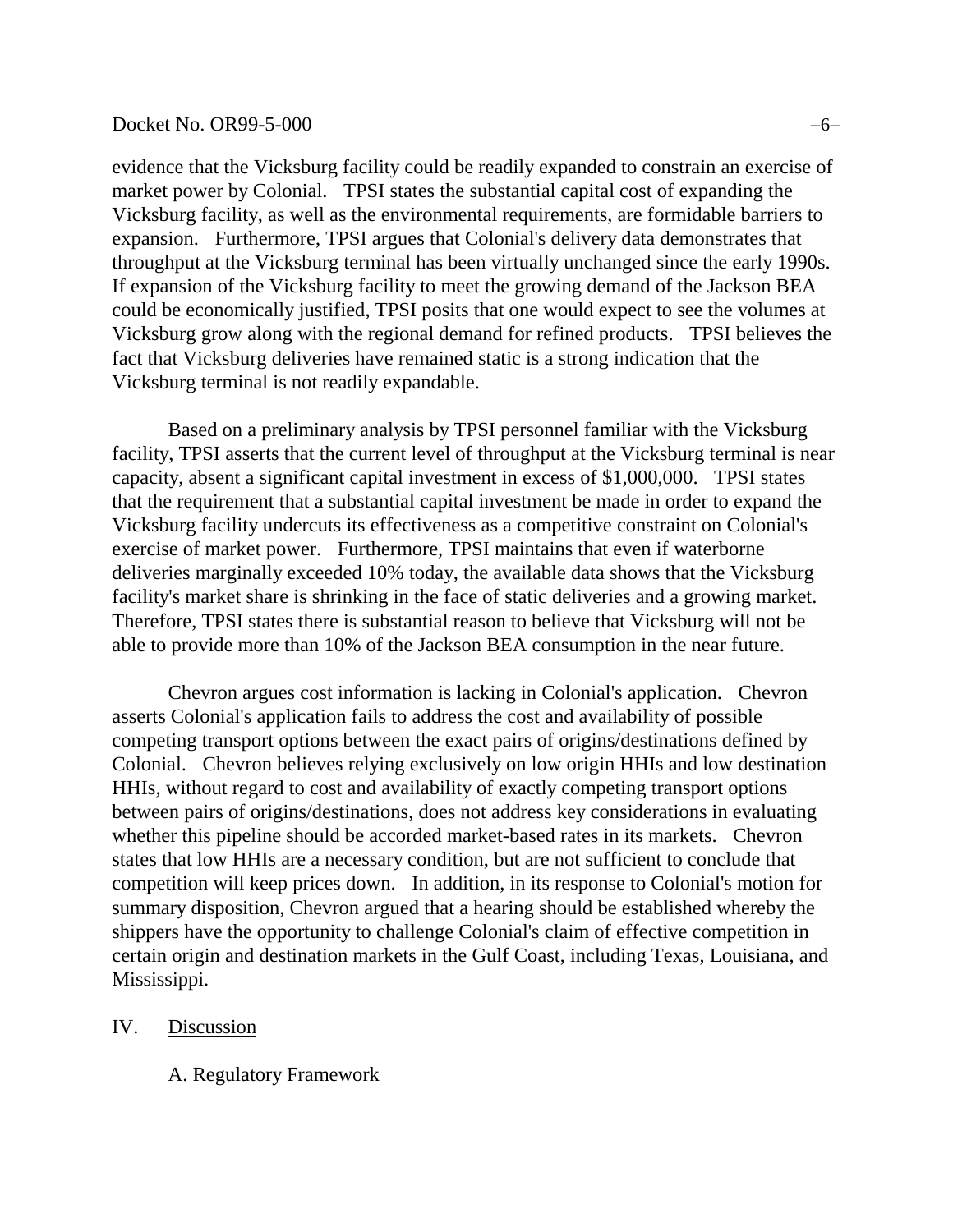evidence that the Vicksburg facility could be readily expanded to constrain an exercise of market power by Colonial. TPSI states the substantial capital cost of expanding the Vicksburg facility, as well as the environmental requirements, are formidable barriers to expansion. Furthermore, TPSI argues that Colonial's delivery data demonstrates that throughput at the Vicksburg terminal has been virtually unchanged since the early 1990s. If expansion of the Vicksburg facility to meet the growing demand of the Jackson BEA could be economically justified, TPSI posits that one would expect to see the volumes at Vicksburg grow along with the regional demand for refined products. TPSI believes the fact that Vicksburg deliveries have remained static is a strong indication that the Vicksburg terminal is not readily expandable.

Based on a preliminary analysis by TPSI personnel familiar with the Vicksburg facility, TPSI asserts that the current level of throughput at the Vicksburg terminal is near capacity, absent a significant capital investment in excess of $1,000,000. TPSI states that the requirement that a substantial capital investment be made in order to expand the Vicksburg facility undercuts its effectiveness as a competitive constraint on Colonial's exercise of market power. Furthermore, TPSI maintains that even if waterborne deliveries marginally exceeded 10% today, the available data shows that the Vicksburg facility's market share is shrinking in the face of static deliveries and a growing market. Therefore, TPSI states there is substantial reason to believe that Vicksburg will not be able to provide more than 10% of the Jackson BEA consumption in the near future.

Chevron argues cost information is lacking in Colonial's application. Chevron asserts Colonial's application fails to address the cost and availability of possible competing transport options between the exact pairs of origins/destinations defined by Colonial. Chevron believes relying exclusively on low origin HHIs and low destination HHIs, without regard to cost and availability of exactly competing transport options between pairs of origins/destinations, does not address key considerations in evaluating whether this pipeline should be accorded market-based rates in its markets. Chevron states that low HHIs are a necessary condition, but are not sufficient to conclude that competition will keep prices down. In addition, in its response to Colonial's motion for summary disposition, Chevron argued that a hearing should be established whereby the shippers have the opportunity to challenge Colonial's claim of effective competition in certain origin and destination markets in the Gulf Coast, including Texas, Louisiana, and Mississippi.

## IV. Discussion

### A. Regulatory Framework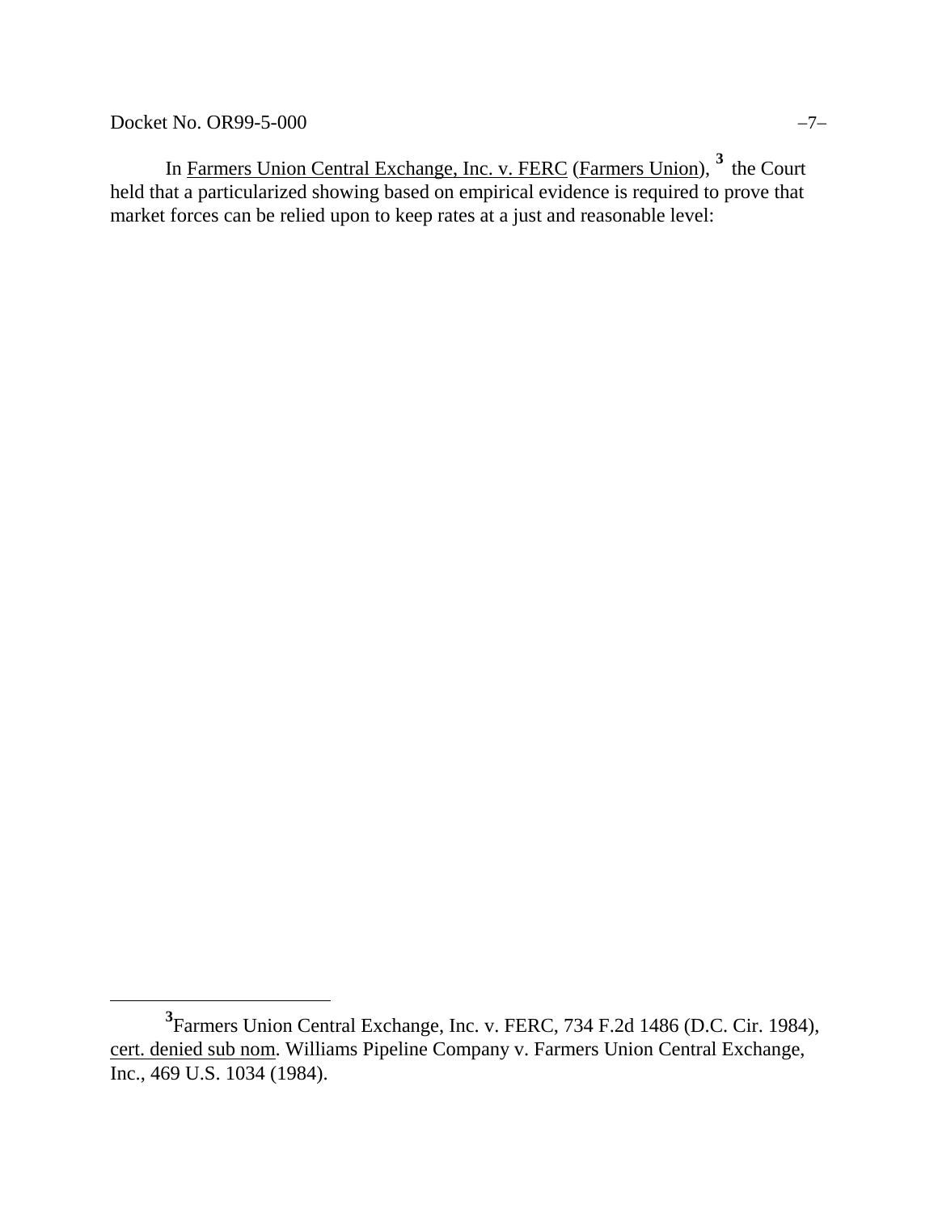In Farmers Union Central Exchange, Inc. v. FERC (Farmers Union), [3] the Court held that a particularized showing based on empirical evidence is required to prove that market forces can be relied upon to keep rates at a just and reasonable level:

---

[3] Farmers Union Central Exchange, Inc. v. FERC, 734 F.2d 1486 (D.C. Cir. 1984), cert. denied sub nom. Williams Pipeline Company v. Farmers Union Central Exchange, Inc., 469 U.S. 1034 (1984).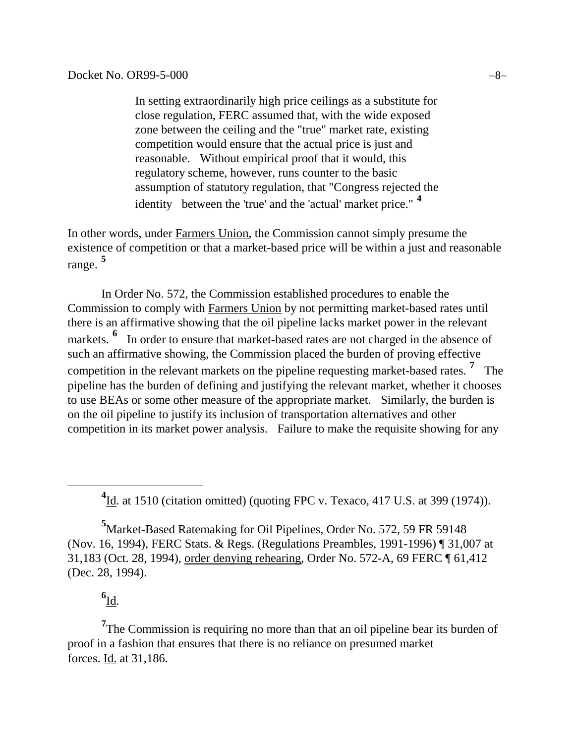> In setting extraordinarily high price ceilings as a substitute for close regulation, FERC assumed that, with the wide exposed zone between the ceiling and the "true" market rate, existing competition would ensure that the actual price is just and reasonable. Without empirical proof that it would, this regulatory scheme, however, runs counter to the basic assumption of statutory regulation, that "Congress rejected the identity between the 'true' and the 'actual' market price." [4]

In other words, under Farmers Union, the Commission cannot simply presume the existence of competition or that a market-based price will be within a just and reasonable range. [5]

In Order No. 572, the Commission established procedures to enable the Commission to comply with Farmers Union by not permitting market-based rates until there is an affirmative showing that the oil pipeline lacks market power in the relevant markets. [6] In order to ensure that market-based rates are not charged in the absence of such an affirmative showing, the Commission placed the burden of proving effective competition in the relevant markets on the pipeline requesting market-based rates. [7] The pipeline has the burden of defining and justifying the relevant market, whether it chooses to use BEAs or some other measure of the appropriate market. Similarly, the burden is on the oil pipeline to justify its inclusion of transportation alternatives and other competition in its market power analysis. Failure to make the requisite showing for any

---

[4] Id. at 1510 (citation omitted) (quoting FPC v. Texaco, 417 U.S. at 399 (1974)).

[5] Market-Based Ratemaking for Oil Pipelines, Order No. 572, 59 FR 59148 (Nov. 16, 1994), FERC Stats. & Regs. (Regulations Preambles, 1991-1996) ¶ 31,007 at 31,183 (Oct. 28, 1994), order denying rehearing, Order No. 572-A, 69 FERC ¶ 61,412 (Dec. 28, 1994).

[6] Id.

[7] The Commission is requiring no more than that an oil pipeline bear its burden of proof in a fashion that ensures that there is no reliance on presumed market forces. Id. at 31,186.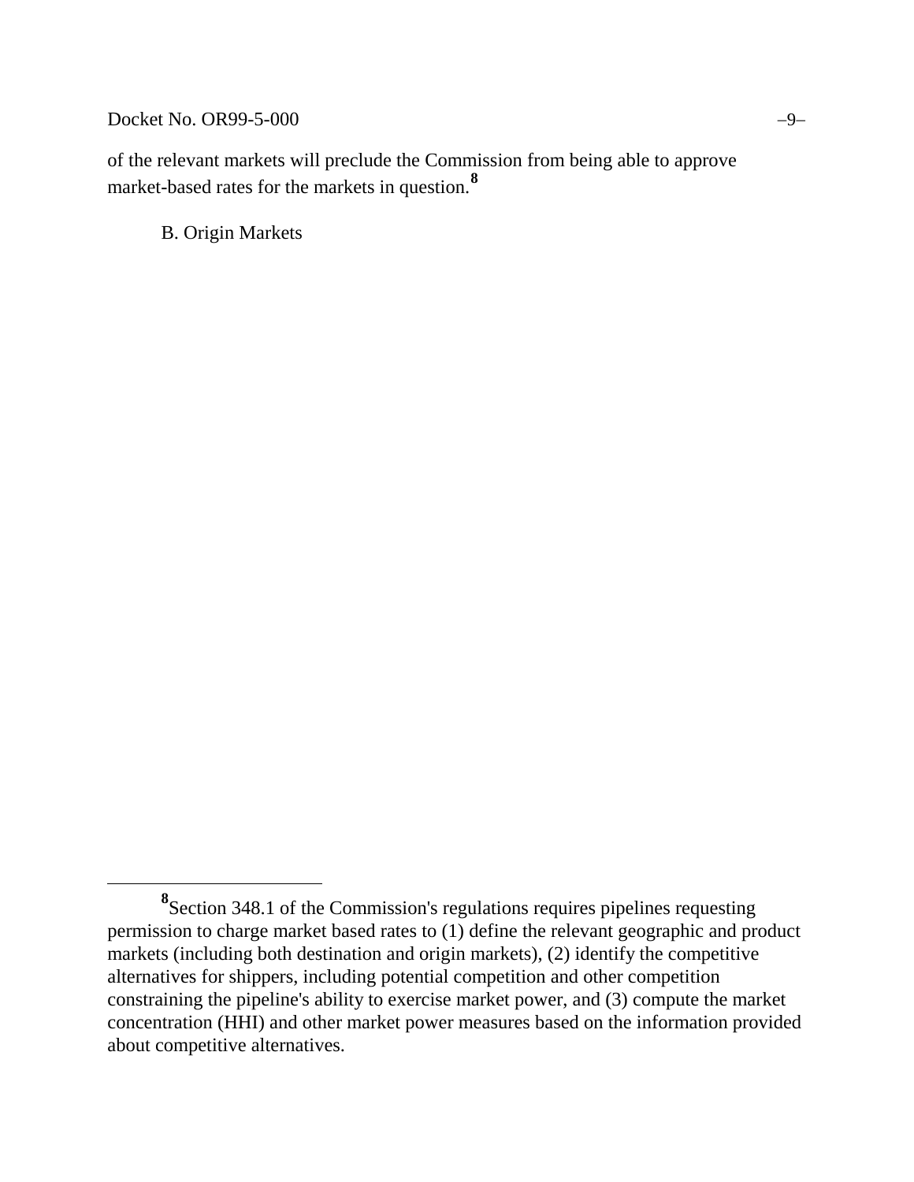of the relevant markets will preclude the Commission from being able to approve market-based rates for the markets in question.[8]

B. Origin Markets

[8] Section 348.1 of the Commission's regulations requires pipelines requesting permission to charge market based rates to (1) define the relevant geographic and product markets (including both destination and origin markets), (2) identify the competitive alternatives for shippers, including potential competition and other competition constraining the pipeline's ability to exercise market power, and (3) compute the market concentration (HHI) and other market power measures based on the information provided about competitive alternatives.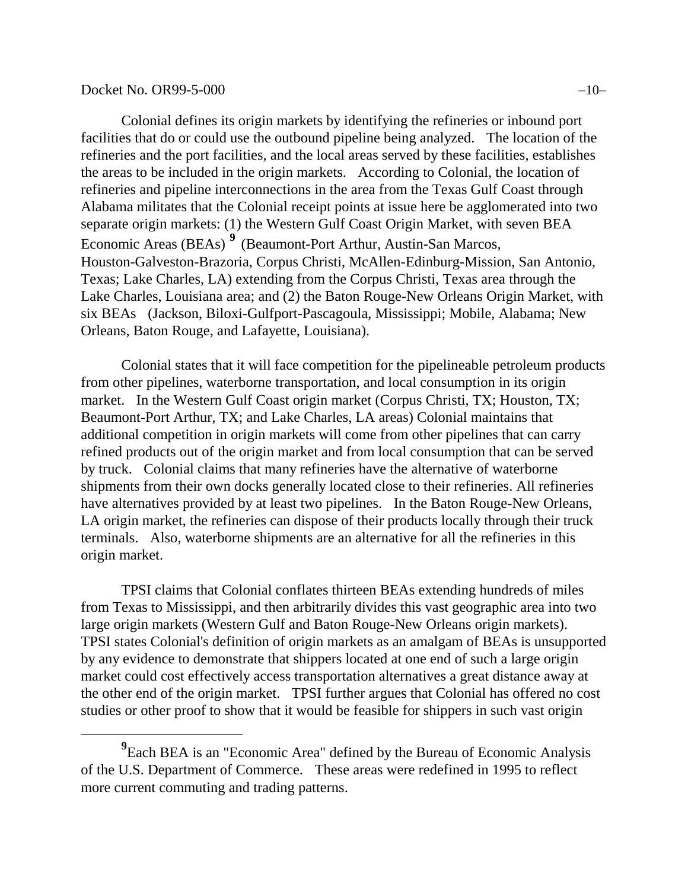Colonial defines its origin markets by identifying the refineries or inbound port facilities that do or could use the outbound pipeline being analyzed. The location of the refineries and the port facilities, and the local areas served by these facilities, establishes the areas to be included in the origin markets. According to Colonial, the location of refineries and pipeline interconnections in the area from the Texas Gulf Coast through Alabama militates that the Colonial receipt points at issue here be agglomerated into two separate origin markets: (1) the Western Gulf Coast Origin Market, with seven BEA Economic Areas (BEAs) [9] (Beaumont-Port Arthur, Austin-San Marcos, Houston-Galveston-Brazoria, Corpus Christi, McAllen-Edinburg-Mission, San Antonio, Texas; Lake Charles, LA) extending from the Corpus Christi, Texas area through the Lake Charles, Louisiana area; and (2) the Baton Rouge-New Orleans Origin Market, with six BEAs (Jackson, Biloxi-Gulfport-Pascagoula, Mississippi; Mobile, Alabama; New Orleans, Baton Rouge, and Lafayette, Louisiana).

Colonial states that it will face competition for the pipelineable petroleum products from other pipelines, waterborne transportation, and local consumption in its origin market. In the Western Gulf Coast origin market (Corpus Christi, TX; Houston, TX; Beaumont-Port Arthur, TX; and Lake Charles, LA areas) Colonial maintains that additional competition in origin markets will come from other pipelines that can carry refined products out of the origin market and from local consumption that can be served by truck. Colonial claims that many refineries have the alternative of waterborne shipments from their own docks generally located close to their refineries. All refineries have alternatives provided by at least two pipelines. In the Baton Rouge-New Orleans, LA origin market, the refineries can dispose of their products locally through their truck terminals. Also, waterborne shipments are an alternative for all the refineries in this origin market.

TPSI claims that Colonial conflates thirteen BEAs extending hundreds of miles from Texas to Mississippi, and then arbitrarily divides this vast geographic area into two large origin markets (Western Gulf and Baton Rouge-New Orleans origin markets). TPSI states Colonial's definition of origin markets as an amalgam of BEAs is unsupported by any evidence to demonstrate that shippers located at one end of such a large origin market could cost effectively access transportation alternatives a great distance away at the other end of the origin market. TPSI further argues that Colonial has offered no cost studies or other proof to show that it would be feasible for shippers in such vast origin

[9] Each BEA is an "Economic Area" defined by the Bureau of Economic Analysis of the U.S. Department of Commerce. These areas were redefined in 1995 to reflect more current commuting and trading patterns.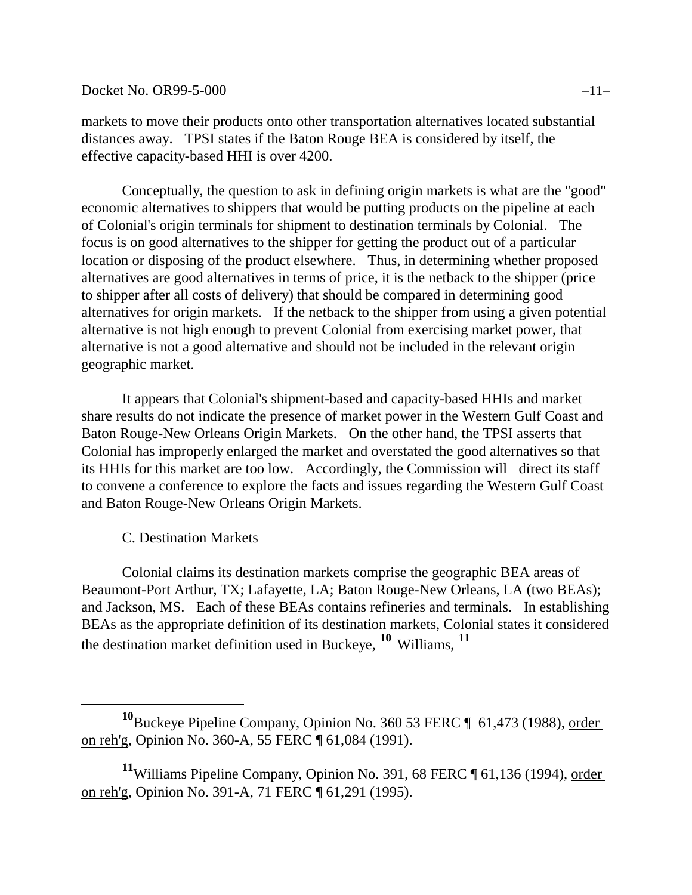markets to move their products onto other transportation alternatives located substantial distances away. TPSI states if the Baton Rouge BEA is considered by itself, the effective capacity-based HHI is over 4200.

Conceptually, the question to ask in defining origin markets is what are the "good" economic alternatives to shippers that would be putting products on the pipeline at each of Colonial's origin terminals for shipment to destination terminals by Colonial. The focus is on good alternatives to the shipper for getting the product out of a particular location or disposing of the product elsewhere. Thus, in determining whether proposed alternatives are good alternatives in terms of price, it is the netback to the shipper (price to shipper after all costs of delivery) that should be compared in determining good alternatives for origin markets. If the netback to the shipper from using a given potential alternative is not high enough to prevent Colonial from exercising market power, that alternative is not a good alternative and should not be included in the relevant origin geographic market.

It appears that Colonial's shipment-based and capacity-based HHIs and market share results do not indicate the presence of market power in the Western Gulf Coast and Baton Rouge-New Orleans Origin Markets. On the other hand, the TPSI asserts that Colonial has improperly enlarged the market and overstated the good alternatives so that its HHIs for this market are too low. Accordingly, the Commission will direct its staff to convene a conference to explore the facts and issues regarding the Western Gulf Coast and Baton Rouge-New Orleans Origin Markets.

C. Destination Markets

Colonial claims its destination markets comprise the geographic BEA areas of Beaumont-Port Arthur, TX; Lafayette, LA; Baton Rouge-New Orleans, LA (two BEAs); and Jackson, MS. Each of these BEAs contains refineries and terminals. In establishing BEAs as the appropriate definition of its destination markets, Colonial states it considered the destination market definition used in Buckeye,[10] Williams,[11]

---

[10] Buckeye Pipeline Company, Opinion No. 360 53 FERC ¶ 61,473 (1988), order on reh'g, Opinion No. 360-A, 55 FERC ¶ 61,084 (1991).

[11] Williams Pipeline Company, Opinion No. 391, 68 FERC ¶ 61,136 (1994), order on reh'g, Opinion No. 391-A, 71 FERC ¶ 61,291 (1995).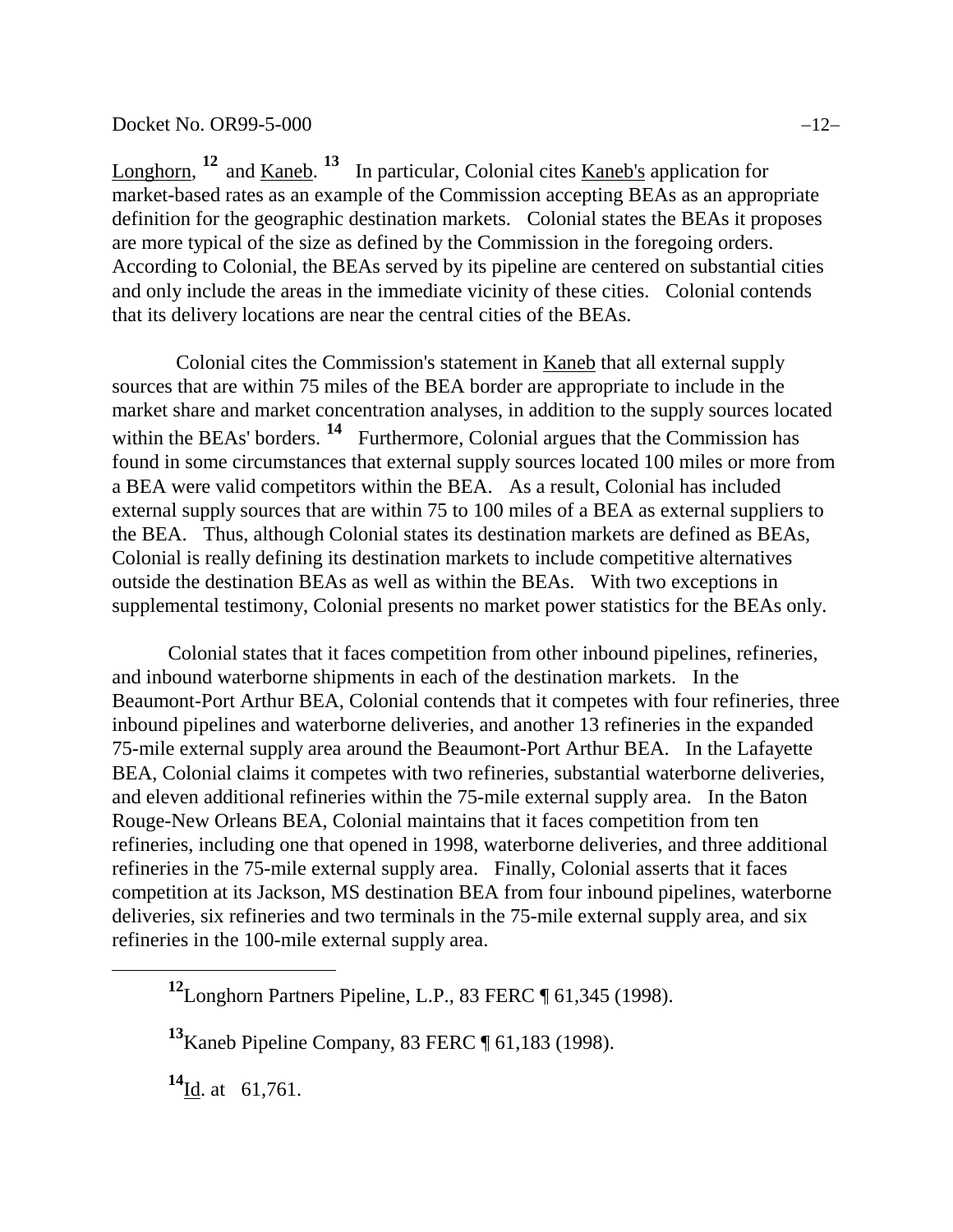Longhorn,[12] and Kaneb.[13] In particular, Colonial cites Kaneb's application for market-based rates as an example of the Commission accepting BEAs as an appropriate definition for the geographic destination markets. Colonial states the BEAs it proposes are more typical of the size as defined by the Commission in the foregoing orders. According to Colonial, the BEAs served by its pipeline are centered on substantial cities and only include the areas in the immediate vicinity of these cities. Colonial contends that its delivery locations are near the central cities of the BEAs.

Colonial cites the Commission's statement in Kaneb that all external supply sources that are within 75 miles of the BEA border are appropriate to include in the market share and market concentration analyses, in addition to the supply sources located within the BEAs' borders.[14] Furthermore, Colonial argues that the Commission has found in some circumstances that external supply sources located 100 miles or more from a BEA were valid competitors within the BEA. As a result, Colonial has included external supply sources that are within 75 to 100 miles of a BEA as external suppliers to the BEA. Thus, although Colonial states its destination markets are defined as BEAs, Colonial is really defining its destination markets to include competitive alternatives outside the destination BEAs as well as within the BEAs. With two exceptions in supplemental testimony, Colonial presents no market power statistics for the BEAs only.

Colonial states that it faces competition from other inbound pipelines, refineries, and inbound waterborne shipments in each of the destination markets. In the Beaumont-Port Arthur BEA, Colonial contends that it competes with four refineries, three inbound pipelines and waterborne deliveries, and another 13 refineries in the expanded 75-mile external supply area around the Beaumont-Port Arthur BEA. In the Lafayette BEA, Colonial claims it competes with two refineries, substantial waterborne deliveries, and eleven additional refineries within the 75-mile external supply area. In the Baton Rouge-New Orleans BEA, Colonial maintains that it faces competition from ten refineries, including one that opened in 1998, waterborne deliveries, and three additional refineries in the 75-mile external supply area. Finally, Colonial asserts that it faces competition at its Jackson, MS destination BEA from four inbound pipelines, waterborne deliveries, six refineries and two terminals in the 75-mile external supply area, and six refineries in the 100-mile external supply area.

---

[12] Longhorn Partners Pipeline, L.P., 83 FERC ¶ 61,345 (1998).

[13] Kaneb Pipeline Company, 83 FERC ¶ 61,183 (1998).

[14] Id. at 61,761.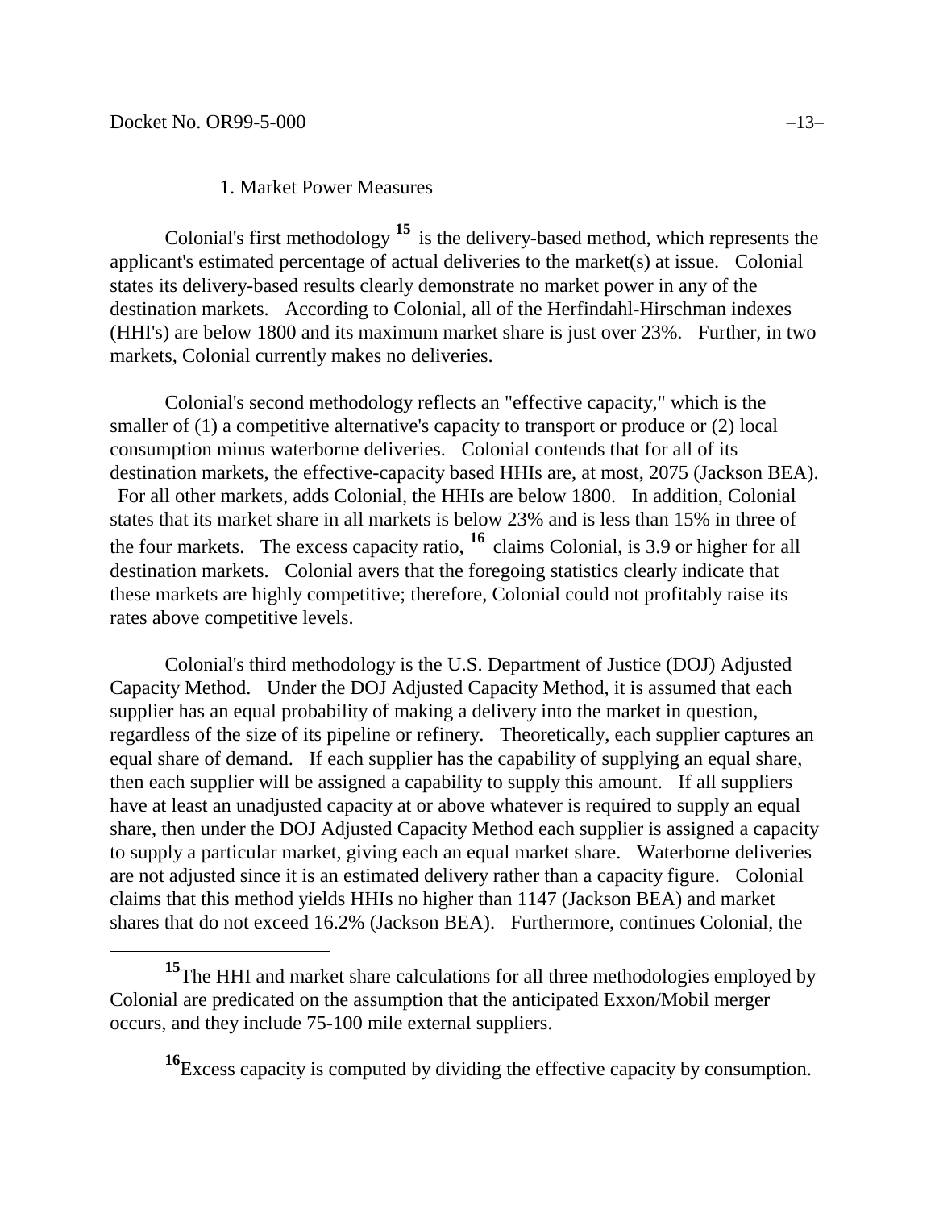1. Market Power Measures

Colonial's first methodology [15] is the delivery-based method, which represents the applicant's estimated percentage of actual deliveries to the market(s) at issue. Colonial states its delivery-based results clearly demonstrate no market power in any of the destination markets. According to Colonial, all of the Herfindahl-Hirschman indexes (HHI's) are below 1800 and its maximum market share is just over 23%. Further, in two markets, Colonial currently makes no deliveries.

Colonial's second methodology reflects an "effective capacity," which is the smaller of (1) a competitive alternative's capacity to transport or produce or (2) local consumption minus waterborne deliveries. Colonial contends that for all of its destination markets, the effective-capacity based HHIs are, at most, 2075 (Jackson BEA). For all other markets, adds Colonial, the HHIs are below 1800. In addition, Colonial states that its market share in all markets is below 23% and is less than 15% in three of the four markets. The excess capacity ratio, [16] claims Colonial, is 3.9 or higher for all destination markets. Colonial avers that the foregoing statistics clearly indicate that these markets are highly competitive; therefore, Colonial could not profitably raise its rates above competitive levels.

Colonial's third methodology is the U.S. Department of Justice (DOJ) Adjusted Capacity Method. Under the DOJ Adjusted Capacity Method, it is assumed that each supplier has an equal probability of making a delivery into the market in question, regardless of the size of its pipeline or refinery. Theoretically, each supplier captures an equal share of demand. If each supplier has the capability of supplying an equal share, then each supplier will be assigned a capability to supply this amount. If all suppliers have at least an unadjusted capacity at or above whatever is required to supply an equal share, then under the DOJ Adjusted Capacity Method each supplier is assigned a capacity to supply a particular market, giving each an equal market share. Waterborne deliveries are not adjusted since it is an estimated delivery rather than a capacity figure. Colonial claims that this method yields HHIs no higher than 1147 (Jackson BEA) and market shares that do not exceed 16.2% (Jackson BEA). Furthermore, continues Colonial, the

[15] The HHI and market share calculations for all three methodologies employed by Colonial are predicated on the assumption that the anticipated Exxon/Mobil merger occurs, and they include 75-100 mile external suppliers.

[16] Excess capacity is computed by dividing the effective capacity by consumption.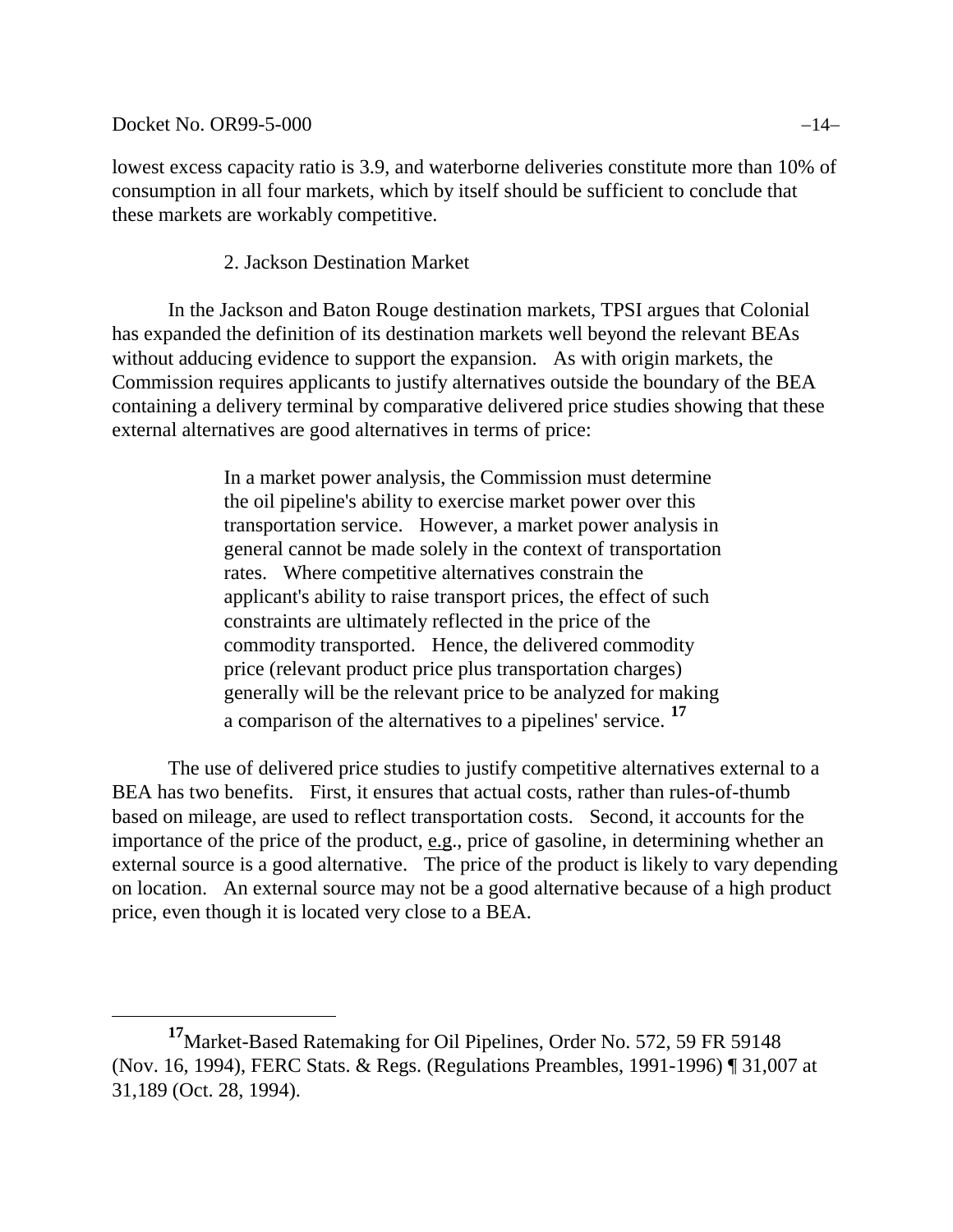lowest excess capacity ratio is 3.9, and waterborne deliveries constitute more than 10% of consumption in all four markets, which by itself should be sufficient to conclude that these markets are workably competitive.

### 2. Jackson Destination Market

In the Jackson and Baton Rouge destination markets, TPSI argues that Colonial has expanded the definition of its destination markets well beyond the relevant BEAs without adducing evidence to support the expansion. As with origin markets, the Commission requires applicants to justify alternatives outside the boundary of the BEA containing a delivery terminal by comparative delivered price studies showing that these external alternatives are good alternatives in terms of price:

> In a market power analysis, the Commission must determine the oil pipeline's ability to exercise market power over this transportation service. However, a market power analysis in general cannot be made solely in the context of transportation rates. Where competitive alternatives constrain the applicant's ability to raise transport prices, the effect of such constraints are ultimately reflected in the price of the commodity transported. Hence, the delivered commodity price (relevant product price plus transportation charges) generally will be the relevant price to be analyzed for making a comparison of the alternatives to a pipelines' service. [17]

The use of delivered price studies to justify competitive alternatives external to a BEA has two benefits. First, it ensures that actual costs, rather than rules-of-thumb based on mileage, are used to reflect transportation costs. Second, it accounts for the importance of the price of the product, e.g., price of gasoline, in determining whether an external source is a good alternative. The price of the product is likely to vary depending on location. An external source may not be a good alternative because of a high product price, even though it is located very close to a BEA.

---

[17] Market-Based Ratemaking for Oil Pipelines, Order No. 572, 59 FR 59148 (Nov. 16, 1994), FERC Stats. & Regs. (Regulations Preambles, 1991-1996) ¶ 31,007 at 31,189 (Oct. 28, 1994).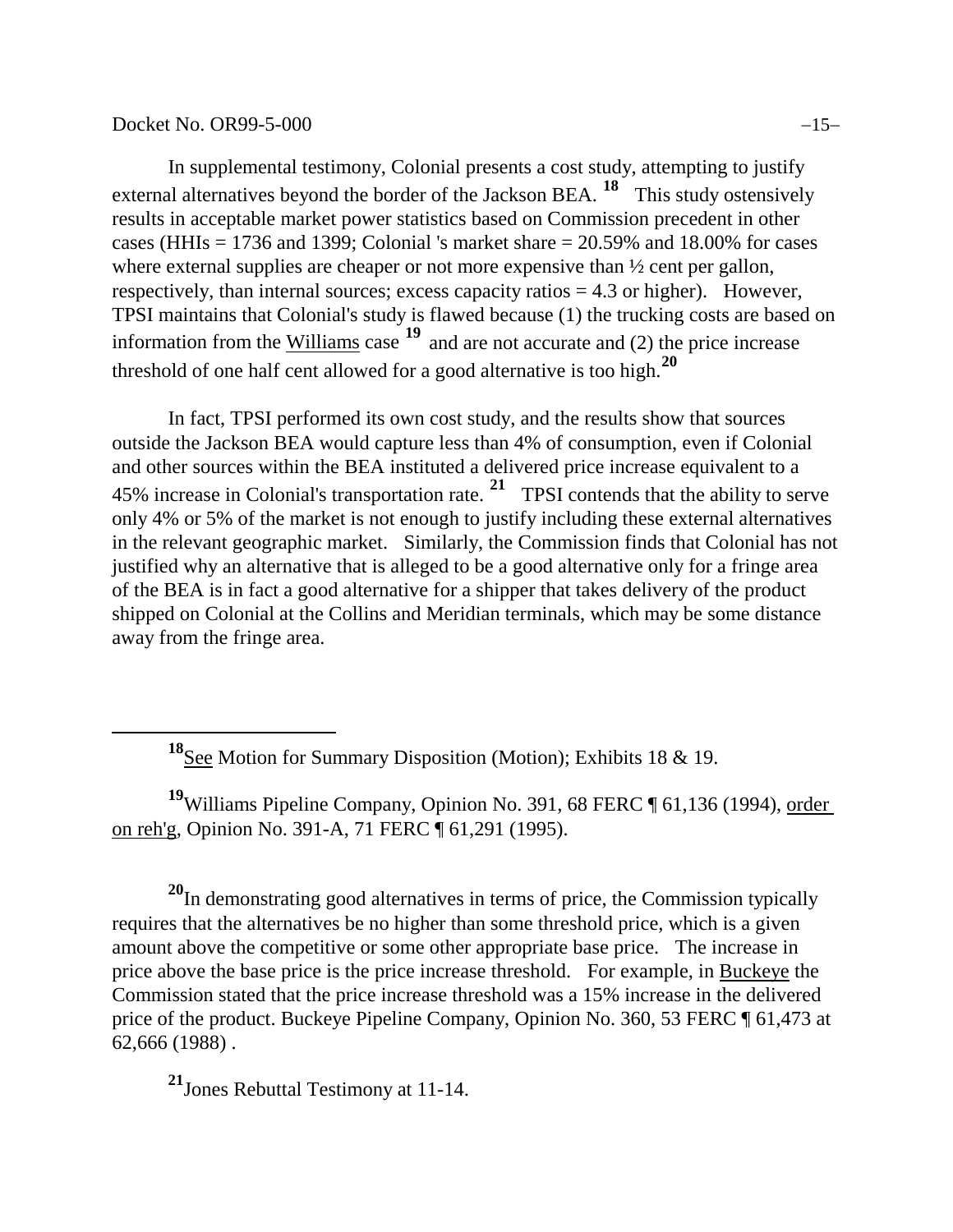In supplemental testimony, Colonial presents a cost study, attempting to justify external alternatives beyond the border of the Jackson BEA.[18] This study ostensively results in acceptable market power statistics based on Commission precedent in other cases (HHIs = 1736 and 1399; Colonial 's market share = 20.59% and 18.00% for cases where external supplies are cheaper or not more expensive than ½ cent per gallon, respectively, than internal sources; excess capacity ratios = 4.3 or higher). However, TPSI maintains that Colonial's study is flawed because (1) the trucking costs are based on information from the Williams case[19] and are not accurate and (2) the price increase threshold of one half cent allowed for a good alternative is too high.[20]

In fact, TPSI performed its own cost study, and the results show that sources outside the Jackson BEA would capture less than 4% of consumption, even if Colonial and other sources within the BEA instituted a delivered price increase equivalent to a 45% increase in Colonial's transportation rate.[21] TPSI contends that the ability to serve only 4% or 5% of the market is not enough to justify including these external alternatives in the relevant geographic market. Similarly, the Commission finds that Colonial has not justified why an alternative that is alleged to be a good alternative only for a fringe area of the BEA is in fact a good alternative for a shipper that takes delivery of the product shipped on Colonial at the Collins and Meridian terminals, which may be some distance away from the fringe area.

---

[18] See Motion for Summary Disposition (Motion); Exhibits 18 & 19.

[19] Williams Pipeline Company, Opinion No. 391, 68 FERC ¶ 61,136 (1994), order on reh'g, Opinion No. 391-A, 71 FERC ¶ 61,291 (1995).

[20] In demonstrating good alternatives in terms of price, the Commission typically requires that the alternatives be no higher than some threshold price, which is a given amount above the competitive or some other appropriate base price. The increase in price above the base price is the price increase threshold. For example, in Buckeye the Commission stated that the price increase threshold was a 15% increase in the delivered price of the product. Buckeye Pipeline Company, Opinion No. 360, 53 FERC ¶ 61,473 at 62,666 (1988) .

[21] Jones Rebuttal Testimony at 11-14.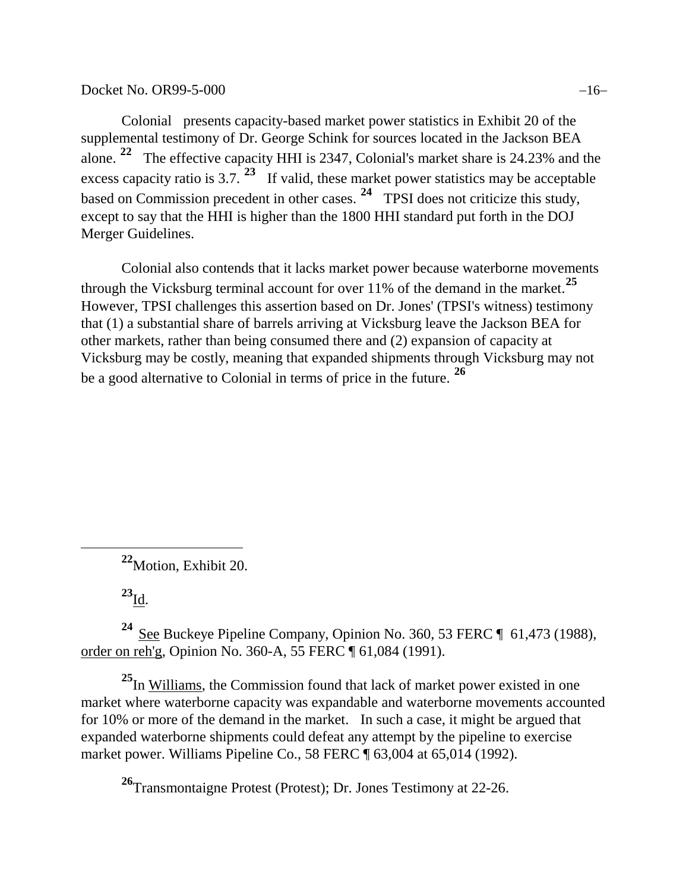Colonial presents capacity-based market power statistics in Exhibit 20 of the supplemental testimony of Dr. George Schink for sources located in the Jackson BEA alone.[22] The effective capacity HHI is 2347, Colonial's market share is 24.23% and the excess capacity ratio is 3.7.[23] If valid, these market power statistics may be acceptable based on Commission precedent in other cases.[24] TPSI does not criticize this study, except to say that the HHI is higher than the 1800 HHI standard put forth in the DOJ Merger Guidelines.

Colonial also contends that it lacks market power because waterborne movements through the Vicksburg terminal account for over 11% of the demand in the market.[25] However, TPSI challenges this assertion based on Dr. Jones' (TPSI's witness) testimony that (1) a substantial share of barrels arriving at Vicksburg leave the Jackson BEA for other markets, rather than being consumed there and (2) expansion of capacity at Vicksburg may be costly, meaning that expanded shipments through Vicksburg may not be a good alternative to Colonial in terms of price in the future.[26]

---

[22] Motion, Exhibit 20.

[23] Id.

[24] See Buckeye Pipeline Company, Opinion No. 360, 53 FERC ¶ 61,473 (1988), order on reh'g, Opinion No. 360-A, 55 FERC ¶ 61,084 (1991).

[25] In Williams, the Commission found that lack of market power existed in one market where waterborne capacity was expandable and waterborne movements accounted for 10% or more of the demand in the market. In such a case, it might be argued that expanded waterborne shipments could defeat any attempt by the pipeline to exercise market power. Williams Pipeline Co., 58 FERC ¶ 63,004 at 65,014 (1992).

[26] Transmontaigne Protest (Protest); Dr. Jones Testimony at 22-26.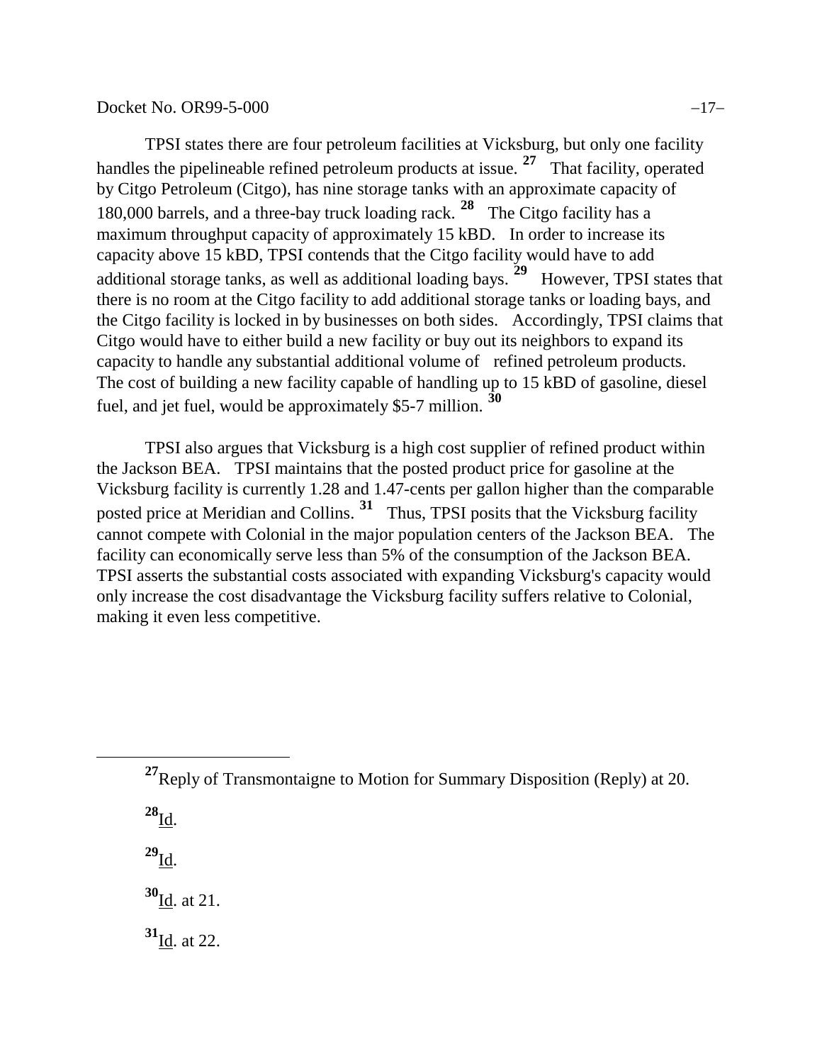TPSI states there are four petroleum facilities at Vicksburg, but only one facility handles the pipelineable refined petroleum products at issue. [27] That facility, operated by Citgo Petroleum (Citgo), has nine storage tanks with an approximate capacity of 180,000 barrels, and a three-bay truck loading rack. [28] The Citgo facility has a maximum throughput capacity of approximately 15 kBD. In order to increase its capacity above 15 kBD, TPSI contends that the Citgo facility would have to add additional storage tanks, as well as additional loading bays. [29] However, TPSI states that there is no room at the Citgo facility to add additional storage tanks or loading bays, and the Citgo facility is locked in by businesses on both sides. Accordingly, TPSI claims that Citgo would have to either build a new facility or buy out its neighbors to expand its capacity to handle any substantial additional volume of refined petroleum products. The cost of building a new facility capable of handling up to 15 kBD of gasoline, diesel fuel, and jet fuel, would be approximately $5-7 million. [30]

TPSI also argues that Vicksburg is a high cost supplier of refined product within the Jackson BEA. TPSI maintains that the posted product price for gasoline at the Vicksburg facility is currently 1.28 and 1.47-cents per gallon higher than the comparable posted price at Meridian and Collins. [31] Thus, TPSI posits that the Vicksburg facility cannot compete with Colonial in the major population centers of the Jackson BEA. The facility can economically serve less than 5% of the consumption of the Jackson BEA. TPSI asserts the substantial costs associated with expanding Vicksburg's capacity would only increase the cost disadvantage the Vicksburg facility suffers relative to Colonial, making it even less competitive.

---

[27] Reply of Transmontaigne to Motion for Summary Disposition (Reply) at 20.

[28] Id.

[29] Id.

[30] Id. at 21.

[31] Id. at 22.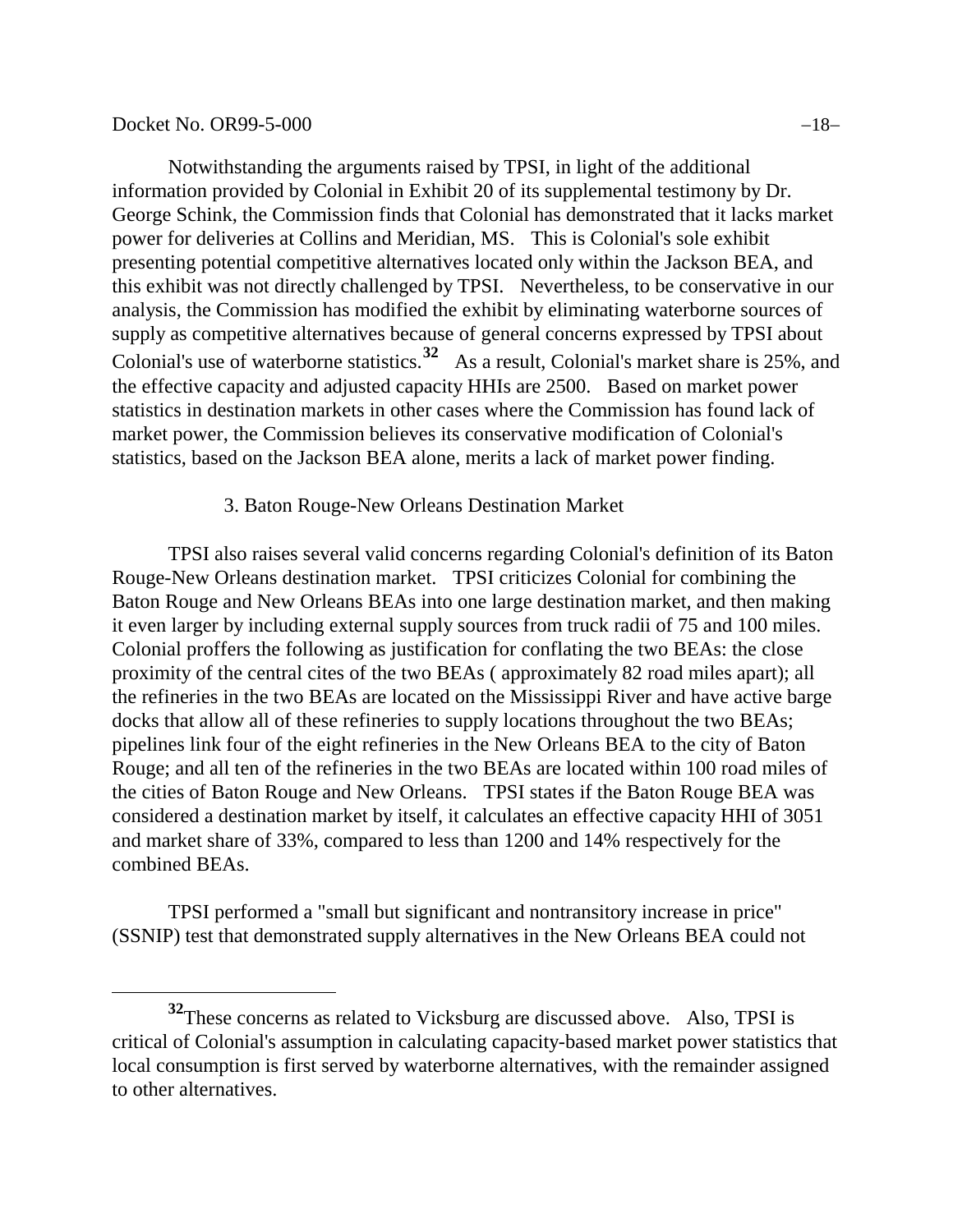Notwithstanding the arguments raised by TPSI, in light of the additional information provided by Colonial in Exhibit 20 of its supplemental testimony by Dr. George Schink, the Commission finds that Colonial has demonstrated that it lacks market power for deliveries at Collins and Meridian, MS. This is Colonial's sole exhibit presenting potential competitive alternatives located only within the Jackson BEA, and this exhibit was not directly challenged by TPSI. Nevertheless, to be conservative in our analysis, the Commission has modified the exhibit by eliminating waterborne sources of supply as competitive alternatives because of general concerns expressed by TPSI about Colonial's use of waterborne statistics.[32] As a result, Colonial's market share is 25%, and the effective capacity and adjusted capacity HHIs are 2500. Based on market power statistics in destination markets in other cases where the Commission has found lack of market power, the Commission believes its conservative modification of Colonial's statistics, based on the Jackson BEA alone, merits a lack of market power finding.

### 3. Baton Rouge-New Orleans Destination Market

TPSI also raises several valid concerns regarding Colonial's definition of its Baton Rouge-New Orleans destination market. TPSI criticizes Colonial for combining the Baton Rouge and New Orleans BEAs into one large destination market, and then making it even larger by including external supply sources from truck radii of 75 and 100 miles. Colonial proffers the following as justification for conflating the two BEAs: the close proximity of the central cites of the two BEAs ( approximately 82 road miles apart); all the refineries in the two BEAs are located on the Mississippi River and have active barge docks that allow all of these refineries to supply locations throughout the two BEAs; pipelines link four of the eight refineries in the New Orleans BEA to the city of Baton Rouge; and all ten of the refineries in the two BEAs are located within 100 road miles of the cities of Baton Rouge and New Orleans. TPSI states if the Baton Rouge BEA was considered a destination market by itself, it calculates an effective capacity HHI of 3051 and market share of 33%, compared to less than 1200 and 14% respectively for the combined BEAs.

TPSI performed a "small but significant and nontransitory increase in price" (SSNIP) test that demonstrated supply alternatives in the New Orleans BEA could not

[32] These concerns as related to Vicksburg are discussed above. Also, TPSI is critical of Colonial's assumption in calculating capacity-based market power statistics that local consumption is first served by waterborne alternatives, with the remainder assigned to other alternatives.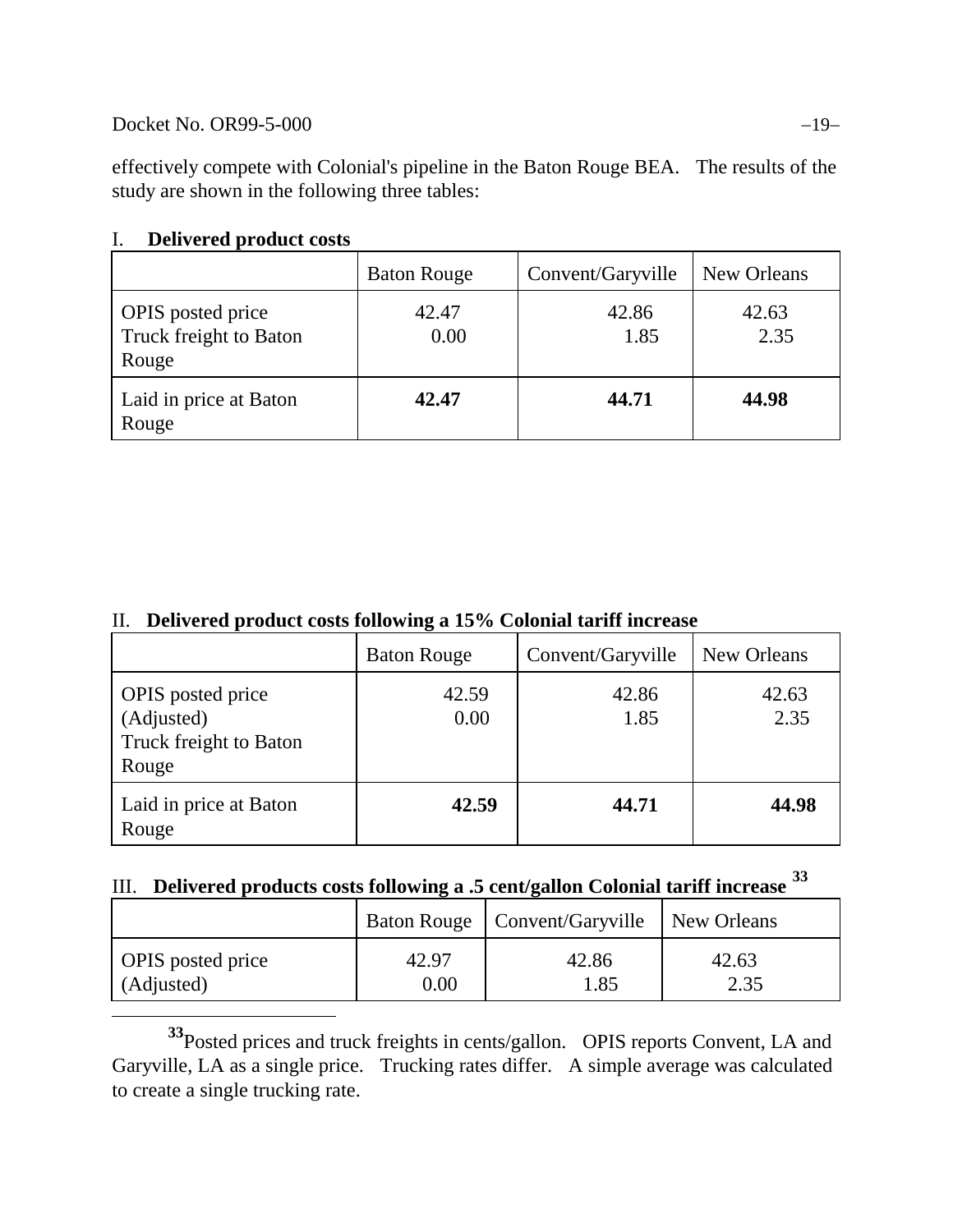effectively compete with Colonial's pipeline in the Baton Rouge BEA. The results of the study are shown in the following three tables:

I. **Delivered product costs**

| | Baton Rouge | Convent/Garyville | New Orleans |
|---|---|---|---|
| OPIS posted price<br>Truck freight to Baton Rouge | 42.47<br>0.00 | 42.86<br>1.85 | 42.63<br>2.35 |
| Laid in price at Baton Rouge | **42.47** | **44.71** | **44.98** |

II. **Delivered product costs following a 15% Colonial tariff increase**

| | Baton Rouge | Convent/Garyville | New Orleans |
|---|---|---|---|
| OPIS posted price (Adjusted)<br>Truck freight to Baton Rouge | 42.59<br>0.00 | 42.86<br>1.85 | 42.63<br>2.35 |
| Laid in price at Baton Rouge | **42.59** | **44.71** | **44.98** |

III. **Delivered products costs following a .5 cent/gallon Colonial tariff increase** [33]

| | Baton Rouge | Convent/Garyville | New Orleans |
|---|---|---|---|
| OPIS posted price (Adjusted) | 42.97<br>0.00 | 42.86<br>1.85 | 42.63<br>2.35 |

[33] Posted prices and truck freights in cents/gallon. OPIS reports Convent, LA and Garyville, LA as a single price. Trucking rates differ. A simple average was calculated to create a single trucking rate.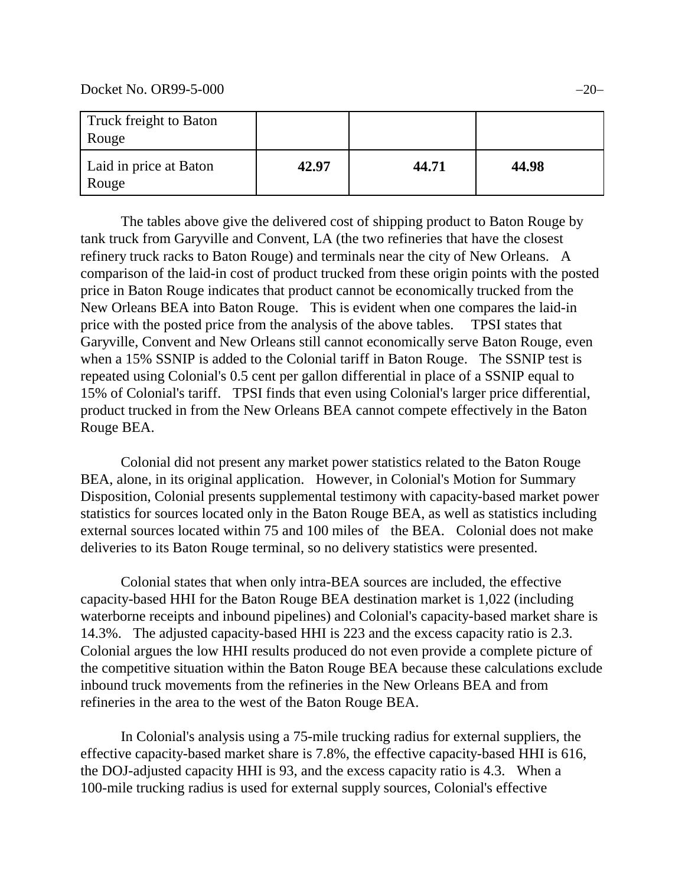| | | | |
|---|---|---|---|
| Truck freight to Baton Rouge | | | |
| Laid in price at Baton Rouge | **42.97** | **44.71** | **44.98** |

The tables above give the delivered cost of shipping product to Baton Rouge by tank truck from Garyville and Convent, LA (the two refineries that have the closest refinery truck racks to Baton Rouge) and terminals near the city of New Orleans. A comparison of the laid-in cost of product trucked from these origin points with the posted price in Baton Rouge indicates that product cannot be economically trucked from the New Orleans BEA into Baton Rouge. This is evident when one compares the laid-in price with the posted price from the analysis of the above tables. TPSI states that Garyville, Convent and New Orleans still cannot economically serve Baton Rouge, even when a 15% SSNIP is added to the Colonial tariff in Baton Rouge. The SSNIP test is repeated using Colonial's 0.5 cent per gallon differential in place of a SSNIP equal to 15% of Colonial's tariff. TPSI finds that even using Colonial's larger price differential, product trucked in from the New Orleans BEA cannot compete effectively in the Baton Rouge BEA.

Colonial did not present any market power statistics related to the Baton Rouge BEA, alone, in its original application. However, in Colonial's Motion for Summary Disposition, Colonial presents supplemental testimony with capacity-based market power statistics for sources located only in the Baton Rouge BEA, as well as statistics including external sources located within 75 and 100 miles of the BEA. Colonial does not make deliveries to its Baton Rouge terminal, so no delivery statistics were presented.

Colonial states that when only intra-BEA sources are included, the effective capacity-based HHI for the Baton Rouge BEA destination market is 1,022 (including waterborne receipts and inbound pipelines) and Colonial's capacity-based market share is 14.3%. The adjusted capacity-based HHI is 223 and the excess capacity ratio is 2.3. Colonial argues the low HHI results produced do not even provide a complete picture of the competitive situation within the Baton Rouge BEA because these calculations exclude inbound truck movements from the refineries in the New Orleans BEA and from refineries in the area to the west of the Baton Rouge BEA.

In Colonial's analysis using a 75-mile trucking radius for external suppliers, the effective capacity-based market share is 7.8%, the effective capacity-based HHI is 616, the DOJ-adjusted capacity HHI is 93, and the excess capacity ratio is 4.3. When a 100-mile trucking radius is used for external supply sources, Colonial's effective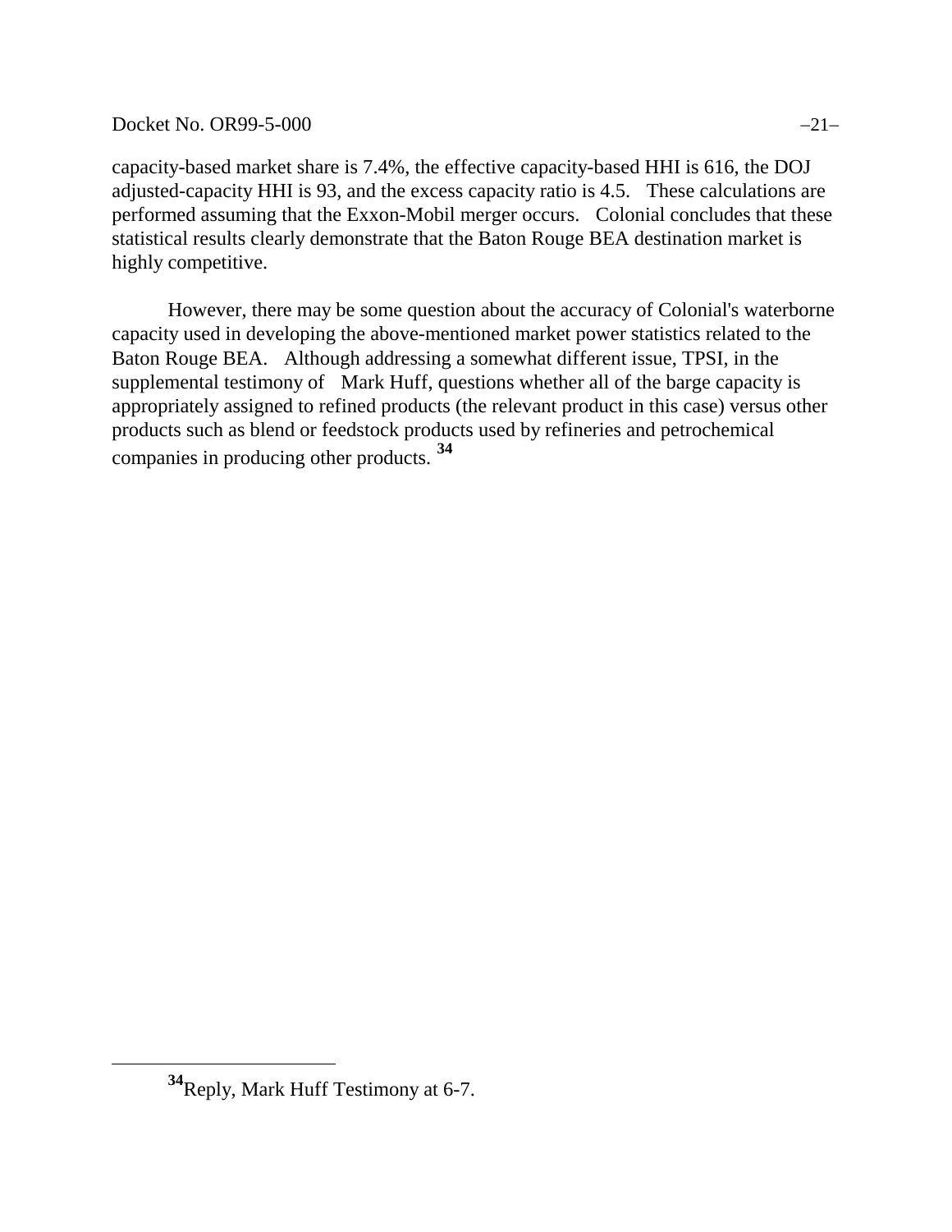capacity-based market share is 7.4%, the effective capacity-based HHI is 616, the DOJ adjusted-capacity HHI is 93, and the excess capacity ratio is 4.5. These calculations are performed assuming that the Exxon-Mobil merger occurs. Colonial concludes that these statistical results clearly demonstrate that the Baton Rouge BEA destination market is highly competitive.

However, there may be some question about the accuracy of Colonial's waterborne capacity used in developing the above-mentioned market power statistics related to the Baton Rouge BEA. Although addressing a somewhat different issue, TPSI, in the supplemental testimony of Mark Huff, questions whether all of the barge capacity is appropriately assigned to refined products (the relevant product in this case) versus other products such as blend or feedstock products used by refineries and petrochemical companies in producing other products. [34]

---

[34] Reply, Mark Huff Testimony at 6-7.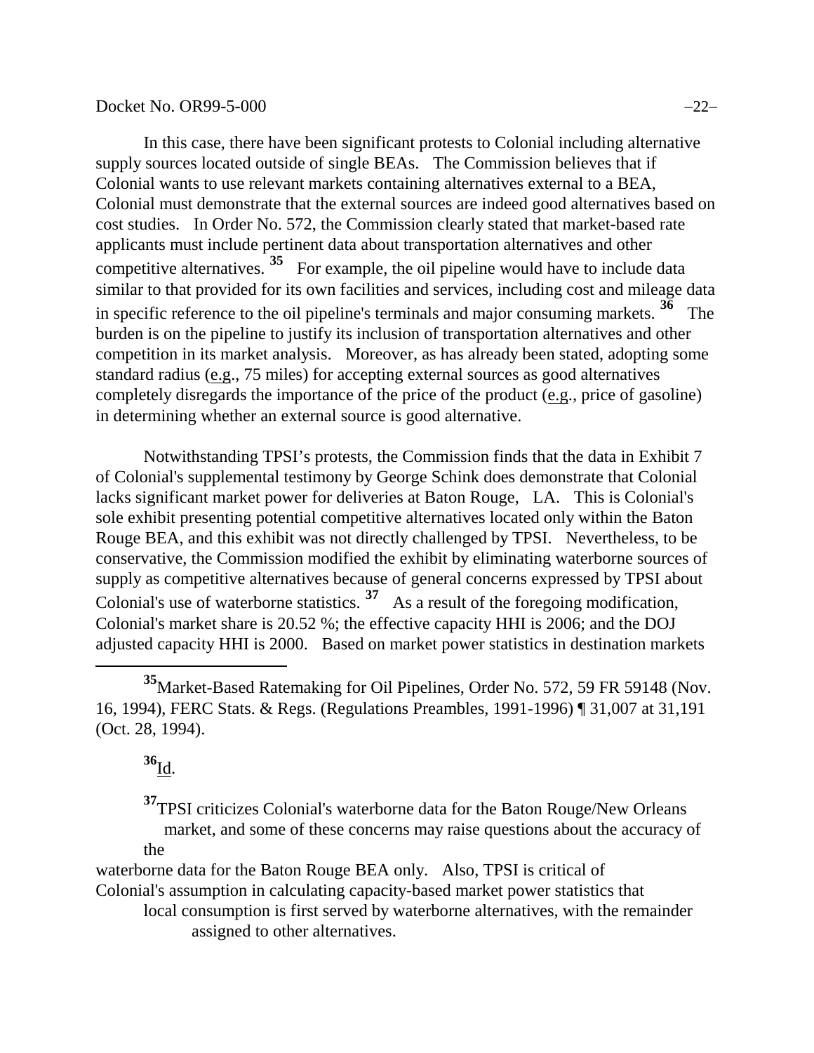In this case, there have been significant protests to Colonial including alternative supply sources located outside of single BEAs. The Commission believes that if Colonial wants to use relevant markets containing alternatives external to a BEA, Colonial must demonstrate that the external sources are indeed good alternatives based on cost studies. In Order No. 572, the Commission clearly stated that market-based rate applicants must include pertinent data about transportation alternatives and other competitive alternatives.[35] For example, the oil pipeline would have to include data similar to that provided for its own facilities and services, including cost and mileage data in specific reference to the oil pipeline's terminals and major consuming markets.[36] The burden is on the pipeline to justify its inclusion of transportation alternatives and other competition in its market analysis. Moreover, as has already been stated, adopting some standard radius (e.g., 75 miles) for accepting external sources as good alternatives completely disregards the importance of the price of the product (e.g., price of gasoline) in determining whether an external source is good alternative.

Notwithstanding TPSI's protests, the Commission finds that the data in Exhibit 7 of Colonial's supplemental testimony by George Schink does demonstrate that Colonial lacks significant market power for deliveries at Baton Rouge, LA. This is Colonial's sole exhibit presenting potential competitive alternatives located only within the Baton Rouge BEA, and this exhibit was not directly challenged by TPSI. Nevertheless, to be conservative, the Commission modified the exhibit by eliminating waterborne sources of supply as competitive alternatives because of general concerns expressed by TPSI about Colonial's use of waterborne statistics.[37] As a result of the foregoing modification, Colonial's market share is 20.52 %; the effective capacity HHI is 2006; and the DOJ adjusted capacity HHI is 2000. Based on market power statistics in destination markets

---

[35] Market-Based Ratemaking for Oil Pipelines, Order No. 572, 59 FR 59148 (Nov. 16, 1994), FERC Stats. & Regs. (Regulations Preambles, 1991-1996) ¶ 31,007 at 31,191 (Oct. 28, 1994).

[36] Id.

[37] TPSI criticizes Colonial's waterborne data for the Baton Rouge/New Orleans market, and some of these concerns may raise questions about the accuracy of the waterborne data for the Baton Rouge BEA only. Also, TPSI is critical of Colonial's assumption in calculating capacity-based market power statistics that local consumption is first served by waterborne alternatives, with the remainder assigned to other alternatives.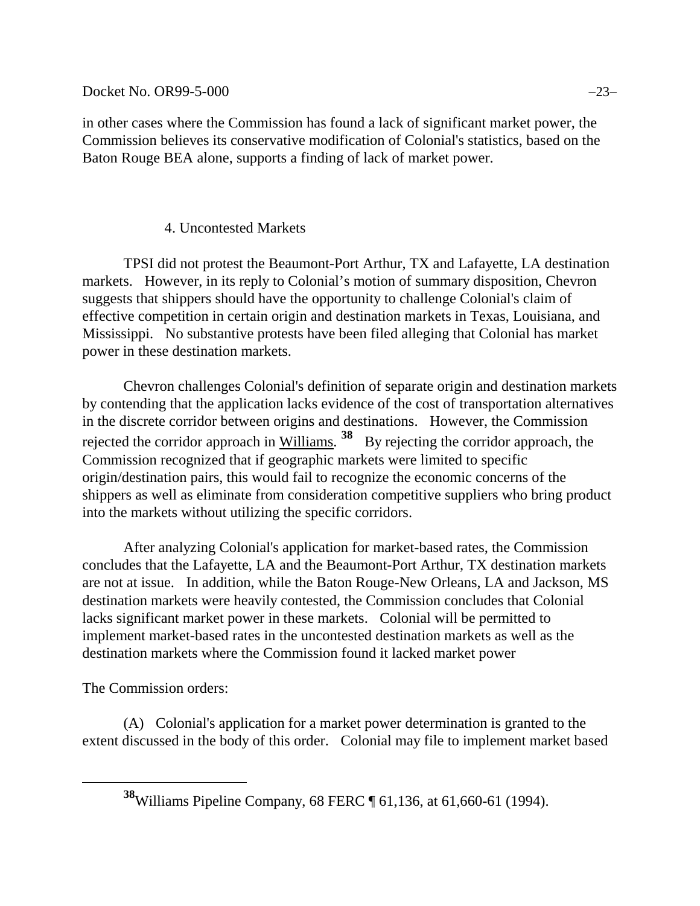in other cases where the Commission has found a lack of significant market power, the Commission believes its conservative modification of Colonial's statistics, based on the Baton Rouge BEA alone, supports a finding of lack of market power.

### 4. Uncontested Markets

TPSI did not protest the Beaumont-Port Arthur, TX and Lafayette, LA destination markets. However, in its reply to Colonial's motion of summary disposition, Chevron suggests that shippers should have the opportunity to challenge Colonial's claim of effective competition in certain origin and destination markets in Texas, Louisiana, and Mississippi. No substantive protests have been filed alleging that Colonial has market power in these destination markets.

Chevron challenges Colonial's definition of separate origin and destination markets by contending that the application lacks evidence of the cost of transportation alternatives in the discrete corridor between origins and destinations. However, the Commission rejected the corridor approach in Williams.[38] By rejecting the corridor approach, the Commission recognized that if geographic markets were limited to specific origin/destination pairs, this would fail to recognize the economic concerns of the shippers as well as eliminate from consideration competitive suppliers who bring product into the markets without utilizing the specific corridors.

After analyzing Colonial's application for market-based rates, the Commission concludes that the Lafayette, LA and the Beaumont-Port Arthur, TX destination markets are not at issue. In addition, while the Baton Rouge-New Orleans, LA and Jackson, MS destination markets were heavily contested, the Commission concludes that Colonial lacks significant market power in these markets. Colonial will be permitted to implement market-based rates in the uncontested destination markets as well as the destination markets where the Commission found it lacked market power

The Commission orders:

(A) Colonial's application for a market power determination is granted to the extent discussed in the body of this order. Colonial may file to implement market based

---

[38] Williams Pipeline Company, 68 FERC ¶ 61,136, at 61,660-61 (1994).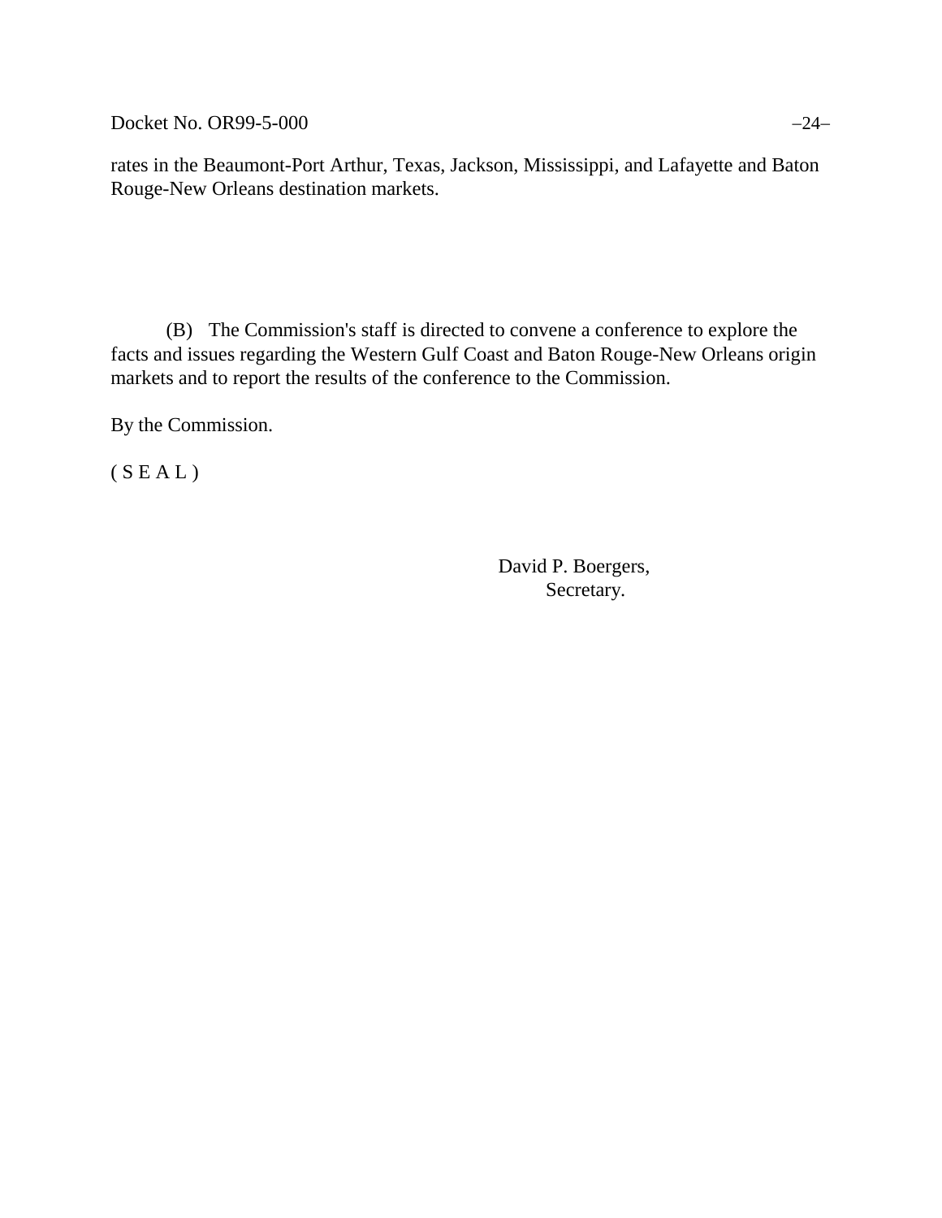rates in the Beaumont-Port Arthur, Texas, Jackson, Mississippi, and Lafayette and Baton Rouge-New Orleans destination markets.

(B) The Commission's staff is directed to convene a conference to explore the facts and issues regarding the Western Gulf Coast and Baton Rouge-New Orleans origin markets and to report the results of the conference to the Commission.

By the Commission.

( S E A L )

David P. Boergers,
Secretary.